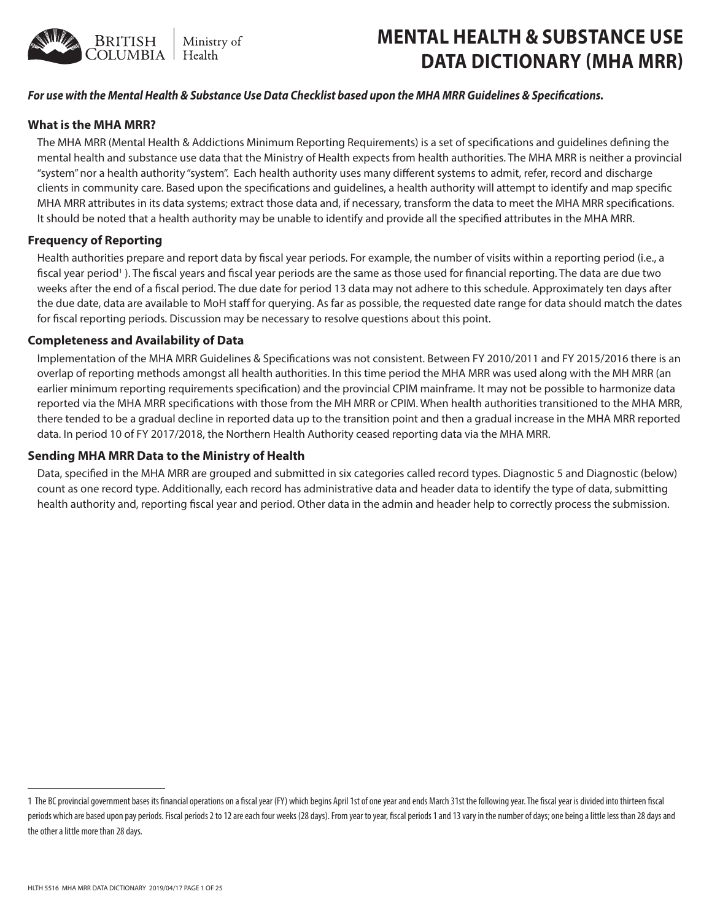# MENTAL HEALTH & SUBSTANCE USE DATA DICTIONARY (MHA MRR)

***For use with the Mental Health & Substance Use Data Checklist based upon the MHA MRR Guidelines & Specifications.***

## What is the MHA MRR?

The MHA MRR (Mental Health & Addictions Minimum Reporting Requirements) is a set of specifications and guidelines defining the mental health and substance use data that the Ministry of Health expects from health authorities. The MHA MRR is neither a provincial "system" nor a health authority "system". Each health authority uses many different systems to admit, refer, record and discharge clients in community care. Based upon the specifications and guidelines, a health authority will attempt to identify and map specific MHA MRR attributes in its data systems; extract those data and, if necessary, transform the data to meet the MHA MRR specifications. It should be noted that a health authority may be unable to identify and provide all the specified attributes in the MHA MRR.

## Frequency of Reporting

Health authorities prepare and report data by fiscal year periods. For example, the number of visits within a reporting period (i.e., a fiscal year period[1] ). The fiscal years and fiscal year periods are the same as those used for financial reporting. The data are due two weeks after the end of a fiscal period. The due date for period 13 data may not adhere to this schedule. Approximately ten days after the due date, data are available to MoH staff for querying. As far as possible, the requested date range for data should match the dates for fiscal reporting periods. Discussion may be necessary to resolve questions about this point.

## Completeness and Availability of Data

Implementation of the MHA MRR Guidelines & Specifications was not consistent. Between FY 2010/2011 and FY 2015/2016 there is an overlap of reporting methods amongst all health authorities. In this time period the MHA MRR was used along with the MH MRR (an earlier minimum reporting requirements specification) and the provincial CPIM mainframe. It may not be possible to harmonize data reported via the MHA MRR specifications with those from the MH MRR or CPIM. When health authorities transitioned to the MHA MRR, there tended to be a gradual decline in reported data up to the transition point and then a gradual increase in the MHA MRR reported data. In period 10 of FY 2017/2018, the Northern Health Authority ceased reporting data via the MHA MRR.

## Sending MHA MRR Data to the Ministry of Health

Data, specified in the MHA MRR are grouped and submitted in six categories called record types. Diagnostic 5 and Diagnostic (below) count as one record type. Additionally, each record has administrative data and header data to identify the type of data, submitting health authority and, reporting fiscal year and period. Other data in the admin and header help to correctly process the submission.

---

1 The BC provincial government bases its financial operations on a fiscal year (FY) which begins April 1st of one year and ends March 31st the following year. The fiscal year is divided into thirteen fiscal periods which are based upon pay periods. Fiscal periods 2 to 12 are each four weeks (28 days). From year to year, fiscal periods 1 and 13 vary in the number of days; one being a little less than 28 days and the other a little more than 28 days.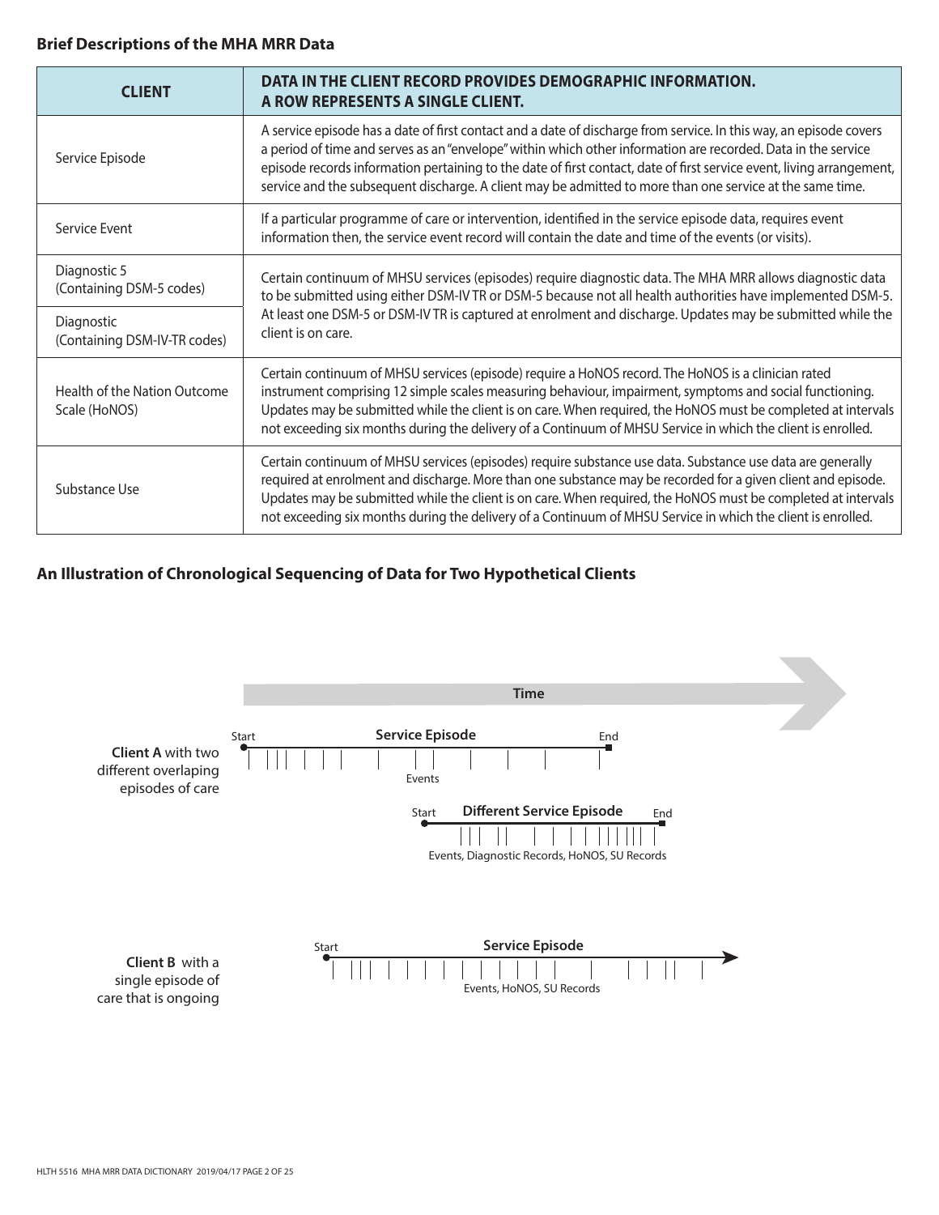### Brief Descriptions of the MHA MRR Data

| CLIENT | DATA IN THE CLIENT RECORD PROVIDES DEMOGRAPHIC INFORMATION. A ROW REPRESENTS A SINGLE CLIENT. |
|---|---|
| Service Episode | A service episode has a date of first contact and a date of discharge from service. In this way, an episode covers a period of time and serves as an "envelope" within which other information are recorded. Data in the service episode records information pertaining to the date of first contact, date of first service event, living arrangement, service and the subsequent discharge. A client may be admitted to more than one service at the same time. |
| Service Event | If a particular programme of care or intervention, identified in the service episode data, requires event information then, the service event record will contain the date and time of the events (or visits). |
| Diagnostic 5 (Containing DSM-5 codes) | Certain continuum of MHSU services (episodes) require diagnostic data. The MHA MRR allows diagnostic data to be submitted using either DSM-IV TR or DSM-5 because not all health authorities have implemented DSM-5. At least one DSM-5 or DSM-IV TR is captured at enrolment and discharge. Updates may be submitted while the client is on care. |
| Diagnostic (Containing DSM-IV-TR codes) | |
| Health of the Nation Outcome Scale (HoNOS) | Certain continuum of MHSU services (episode) require a HoNOS record. The HoNOS is a clinician rated instrument comprising 12 simple scales measuring behaviour, impairment, symptoms and social functioning. Updates may be submitted while the client is on care. When required, the HoNOS must be completed at intervals not exceeding six months during the delivery of a Continuum of MHSU Service in which the client is enrolled. |
| Substance Use | Certain continuum of MHSU services (episodes) require substance use data. Substance use data are generally required at enrolment and discharge. More than one substance may be recorded for a given client and episode. Updates may be submitted while the client is on care. When required, the HoNOS must be completed at intervals not exceeding six months during the delivery of a Continuum of MHSU Service in which the client is enrolled. |

### An Illustration of Chronological Sequencing of Data for Two Hypothetical Clients

Time

**Client A** with two different overlaping episodes of care

Start — **Service Episode** — End

Events

Start — **Different Service Episode** — End

Events, Diagnostic Records, HoNOS, SU Records

**Client B** with a single episode of care that is ongoing

Start — **Service Episode**

Events, HoNOS, SU Records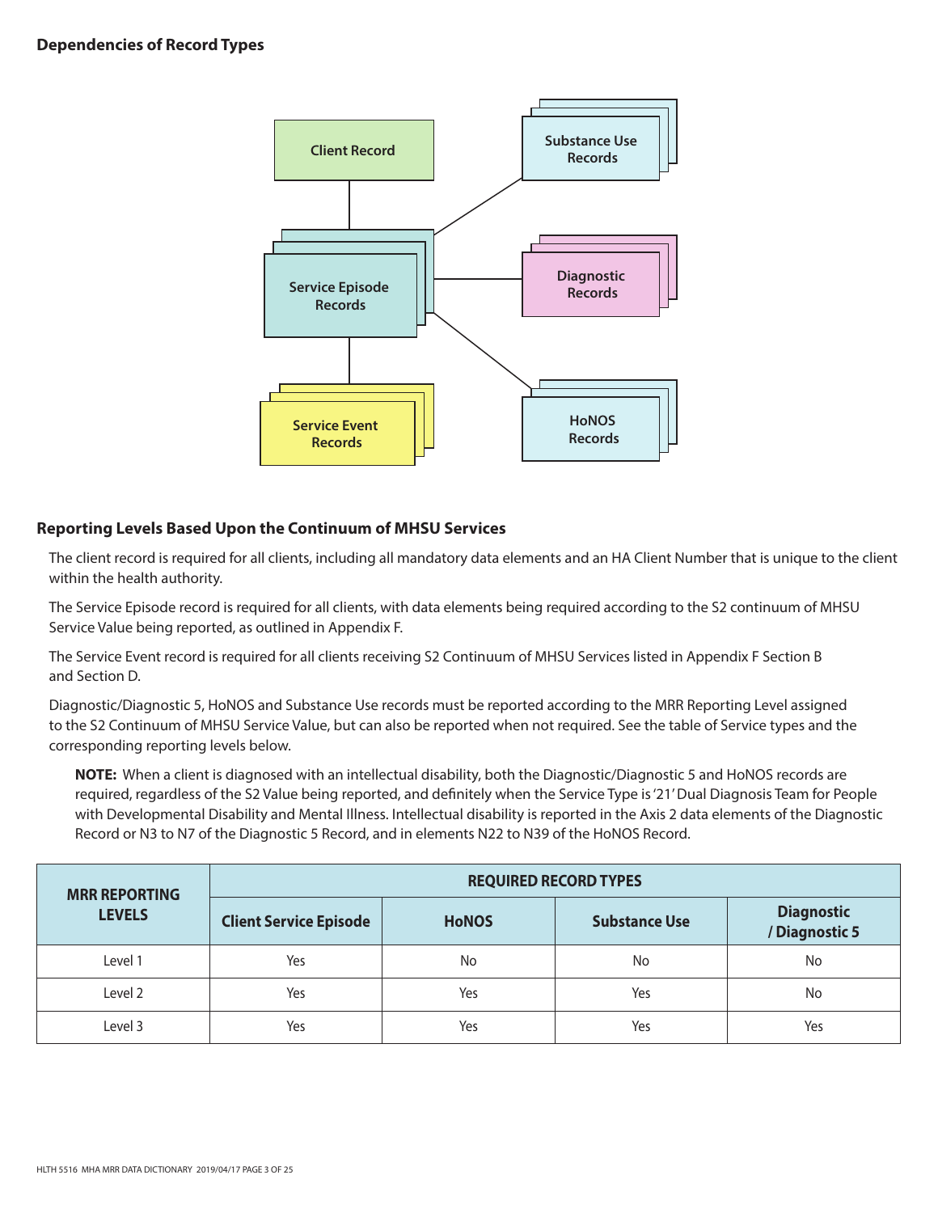## Dependencies of Record Types

Client Record

Service Episode Records

Service Event Records

Substance Use Records

Diagnostic Records

HoNOS Records

## Reporting Levels Based Upon the Continuum of MHSU Services

The client record is required for all clients, including all mandatory data elements and an HA Client Number that is unique to the client within the health authority.

The Service Episode record is required for all clients, with data elements being required according to the S2 continuum of MHSU Service Value being reported, as outlined in Appendix F.

The Service Event record is required for all clients receiving S2 Continuum of MHSU Services listed in Appendix F Section B and Section D.

Diagnostic/Diagnostic 5, HoNOS and Substance Use records must be reported according to the MRR Reporting Level assigned to the S2 Continuum of MHSU Service Value, but can also be reported when not required. See the table of Service types and the corresponding reporting levels below.

**NOTE:** When a client is diagnosed with an intellectual disability, both the Diagnostic/Diagnostic 5 and HoNOS records are required, regardless of the S2 Value being reported, and definitely when the Service Type is '21' Dual Diagnosis Team for People with Developmental Disability and Mental Illness. Intellectual disability is reported in the Axis 2 data elements of the Diagnostic Record or N3 to N7 of the Diagnostic 5 Record, and in elements N22 to N39 of the HoNOS Record.

| MRR REPORTING LEVELS | REQUIRED RECORD TYPES | | | |
|---|---|---|---|---|
| | Client Service Episode | HoNOS | Substance Use | Diagnostic / Diagnostic 5 |
| Level 1 | Yes | No | No | No |
| Level 2 | Yes | Yes | Yes | No |
| Level 3 | Yes | Yes | Yes | Yes |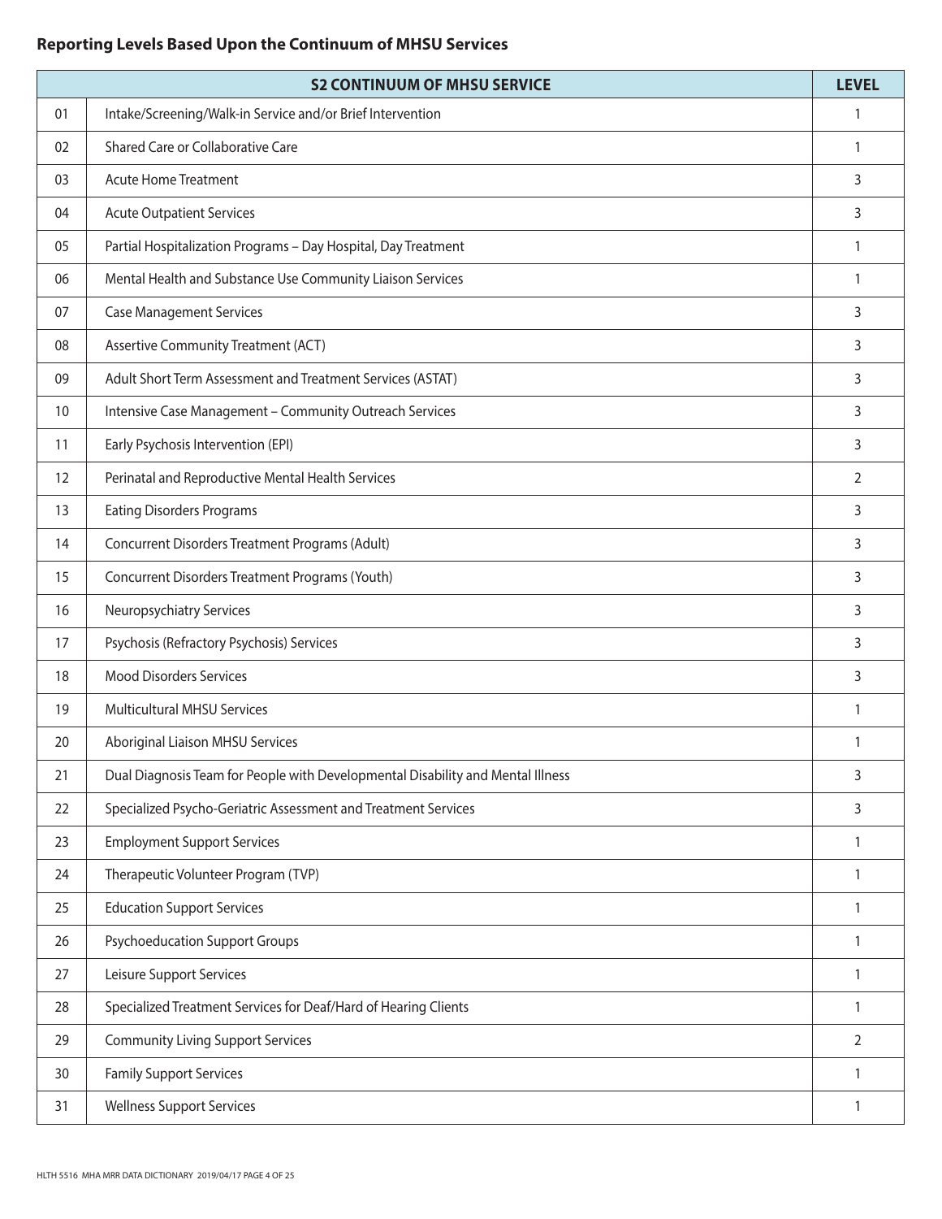## Reporting Levels Based Upon the Continuum of MHSU Services

| | S2 CONTINUUM OF MHSU SERVICE | LEVEL |
|---|---|---|
| 01 | Intake/Screening/Walk-in Service and/or Brief Intervention | 1 |
| 02 | Shared Care or Collaborative Care | 1 |
| 03 | Acute Home Treatment | 3 |
| 04 | Acute Outpatient Services | 3 |
| 05 | Partial Hospitalization Programs – Day Hospital, Day Treatment | 1 |
| 06 | Mental Health and Substance Use Community Liaison Services | 1 |
| 07 | Case Management Services | 3 |
| 08 | Assertive Community Treatment (ACT) | 3 |
| 09 | Adult Short Term Assessment and Treatment Services (ASTAT) | 3 |
| 10 | Intensive Case Management – Community Outreach Services | 3 |
| 11 | Early Psychosis Intervention (EPI) | 3 |
| 12 | Perinatal and Reproductive Mental Health Services | 2 |
| 13 | Eating Disorders Programs | 3 |
| 14 | Concurrent Disorders Treatment Programs (Adult) | 3 |
| 15 | Concurrent Disorders Treatment Programs (Youth) | 3 |
| 16 | Neuropsychiatry Services | 3 |
| 17 | Psychosis (Refractory Psychosis) Services | 3 |
| 18 | Mood Disorders Services | 3 |
| 19 | Multicultural MHSU Services | 1 |
| 20 | Aboriginal Liaison MHSU Services | 1 |
| 21 | Dual Diagnosis Team for People with Developmental Disability and Mental Illness | 3 |
| 22 | Specialized Psycho-Geriatric Assessment and Treatment Services | 3 |
| 23 | Employment Support Services | 1 |
| 24 | Therapeutic Volunteer Program (TVP) | 1 |
| 25 | Education Support Services | 1 |
| 26 | Psychoeducation Support Groups | 1 |
| 27 | Leisure Support Services | 1 |
| 28 | Specialized Treatment Services for Deaf/Hard of Hearing Clients | 1 |
| 29 | Community Living Support Services | 2 |
| 30 | Family Support Services | 1 |
| 31 | Wellness Support Services | 1 |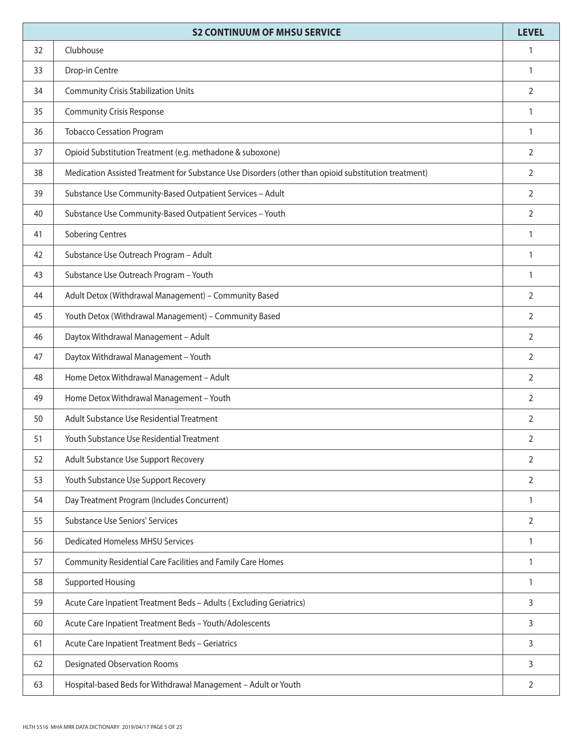| | S2 CONTINUUM OF MHSU SERVICE | LEVEL |
|---|---|---|
| 32 | Clubhouse | 1 |
| 33 | Drop-in Centre | 1 |
| 34 | Community Crisis Stabilization Units | 2 |
| 35 | Community Crisis Response | 1 |
| 36 | Tobacco Cessation Program | 1 |
| 37 | Opioid Substitution Treatment (e.g. methadone & suboxone) | 2 |
| 38 | Medication Assisted Treatment for Substance Use Disorders (other than opioid substitution treatment) | 2 |
| 39 | Substance Use Community-Based Outpatient Services – Adult | 2 |
| 40 | Substance Use Community-Based Outpatient Services – Youth | 2 |
| 41 | Sobering Centres | 1 |
| 42 | Substance Use Outreach Program – Adult | 1 |
| 43 | Substance Use Outreach Program – Youth | 1 |
| 44 | Adult Detox (Withdrawal Management) – Community Based | 2 |
| 45 | Youth Detox (Withdrawal Management) – Community Based | 2 |
| 46 | Daytox Withdrawal Management – Adult | 2 |
| 47 | Daytox Withdrawal Management – Youth | 2 |
| 48 | Home Detox Withdrawal Management – Adult | 2 |
| 49 | Home Detox Withdrawal Management – Youth | 2 |
| 50 | Adult Substance Use Residential Treatment | 2 |
| 51 | Youth Substance Use Residential Treatment | 2 |
| 52 | Adult Substance Use Support Recovery | 2 |
| 53 | Youth Substance Use Support Recovery | 2 |
| 54 | Day Treatment Program (Includes Concurrent) | 1 |
| 55 | Substance Use Seniors' Services | 2 |
| 56 | Dedicated Homeless MHSU Services | 1 |
| 57 | Community Residential Care Facilities and Family Care Homes | 1 |
| 58 | Supported Housing | 1 |
| 59 | Acute Care Inpatient Treatment Beds – Adults ( Excluding Geriatrics) | 3 |
| 60 | Acute Care Inpatient Treatment Beds – Youth/Adolescents | 3 |
| 61 | Acute Care Inpatient Treatment Beds – Geriatrics | 3 |
| 62 | Designated Observation Rooms | 3 |
| 63 | Hospital-based Beds for Withdrawal Management – Adult or Youth | 2 |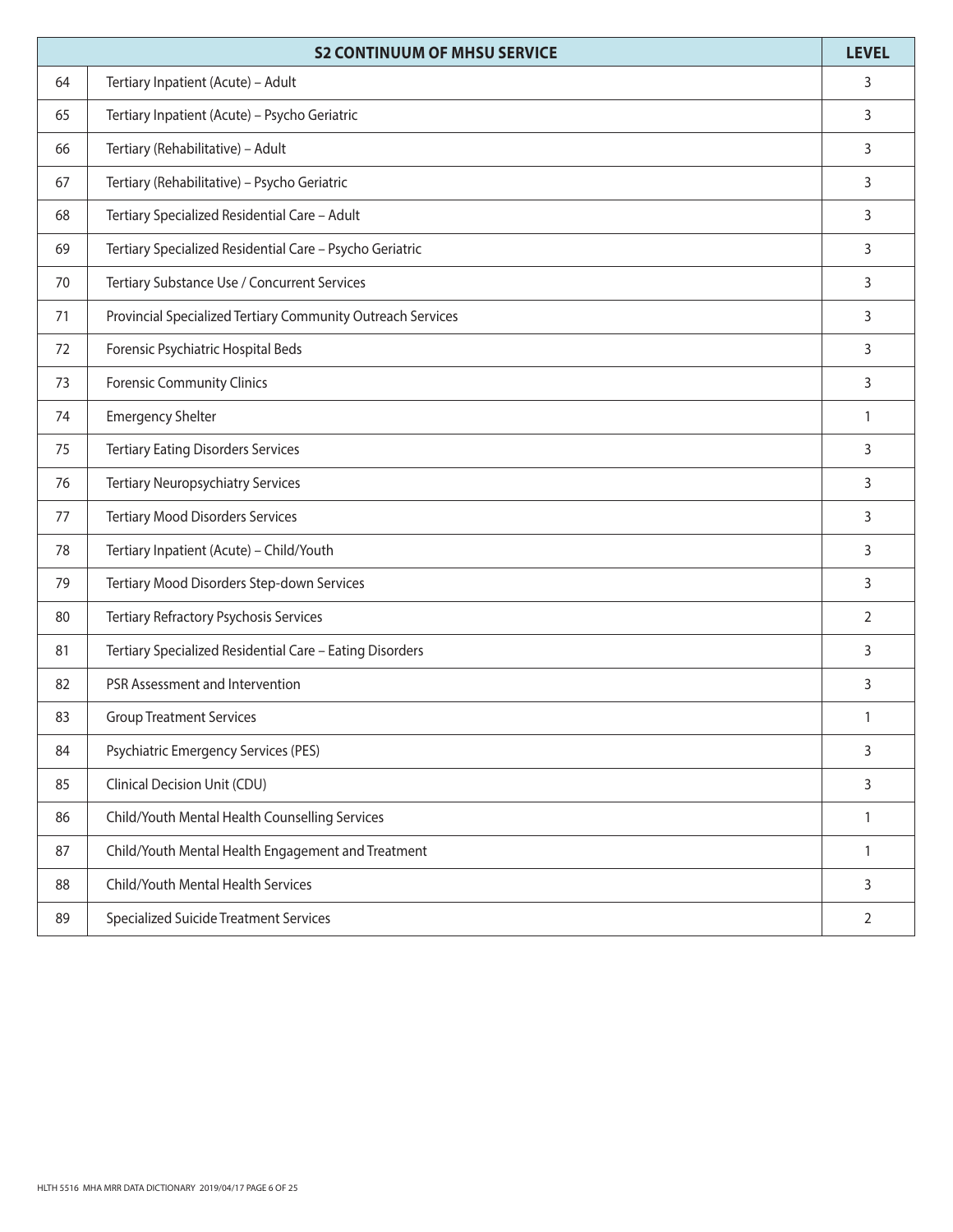| | S2 CONTINUUM OF MHSU SERVICE | LEVEL |
|---|---|---|
| 64 | Tertiary Inpatient (Acute) – Adult | 3 |
| 65 | Tertiary Inpatient (Acute) – Psycho Geriatric | 3 |
| 66 | Tertiary (Rehabilitative) – Adult | 3 |
| 67 | Tertiary (Rehabilitative) – Psycho Geriatric | 3 |
| 68 | Tertiary Specialized Residential Care – Adult | 3 |
| 69 | Tertiary Specialized Residential Care – Psycho Geriatric | 3 |
| 70 | Tertiary Substance Use / Concurrent Services | 3 |
| 71 | Provincial Specialized Tertiary Community Outreach Services | 3 |
| 72 | Forensic Psychiatric Hospital Beds | 3 |
| 73 | Forensic Community Clinics | 3 |
| 74 | Emergency Shelter | 1 |
| 75 | Tertiary Eating Disorders Services | 3 |
| 76 | Tertiary Neuropsychiatry Services | 3 |
| 77 | Tertiary Mood Disorders Services | 3 |
| 78 | Tertiary Inpatient (Acute) – Child/Youth | 3 |
| 79 | Tertiary Mood Disorders Step-down Services | 3 |
| 80 | Tertiary Refractory Psychosis Services | 2 |
| 81 | Tertiary Specialized Residential Care – Eating Disorders | 3 |
| 82 | PSR Assessment and Intervention | 3 |
| 83 | Group Treatment Services | 1 |
| 84 | Psychiatric Emergency Services (PES) | 3 |
| 85 | Clinical Decision Unit (CDU) | 3 |
| 86 | Child/Youth Mental Health Counselling Services | 1 |
| 87 | Child/Youth Mental Health Engagement and Treatment | 1 |
| 88 | Child/Youth Mental Health Services | 3 |
| 89 | Specialized Suicide Treatment Services | 2 |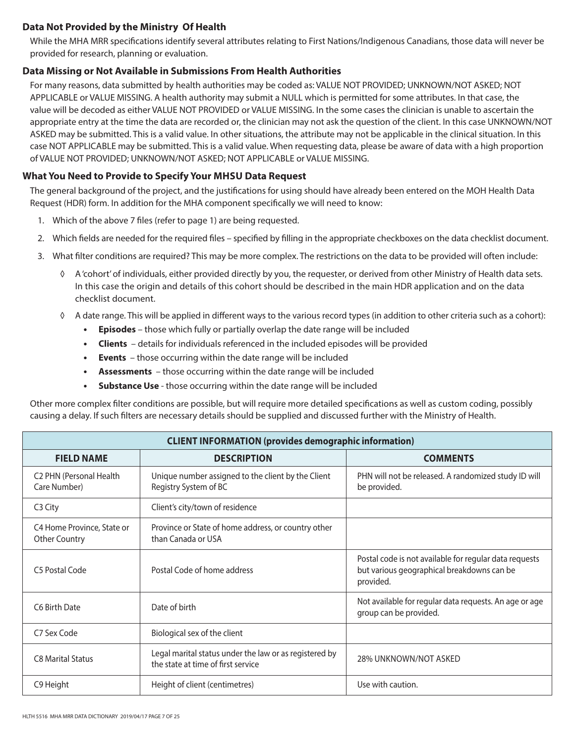### Data Not Provided by the Ministry Of Health

While the MHA MRR specifications identify several attributes relating to First Nations/Indigenous Canadians, those data will never be provided for research, planning or evaluation.

### Data Missing or Not Available in Submissions From Health Authorities

For many reasons, data submitted by health authorities may be coded as: VALUE NOT PROVIDED; UNKNOWN/NOT ASKED; NOT APPLICABLE or VALUE MISSING. A health authority may submit a NULL which is permitted for some attributes. In that case, the value will be decoded as either VALUE NOT PROVIDED or VALUE MISSING. In the some cases the clinician is unable to ascertain the appropriate entry at the time the data are recorded or, the clinician may not ask the question of the client. In this case UNKNOWN/NOT ASKED may be submitted. This is a valid value. In other situations, the attribute may not be applicable in the clinical situation. In this case NOT APPLICABLE may be submitted. This is a valid value. When requesting data, please be aware of data with a high proportion of VALUE NOT PROVIDED; UNKNOWN/NOT ASKED; NOT APPLICABLE or VALUE MISSING.

### What You Need to Provide to Specify Your MHSU Data Request

The general background of the project, and the justifications for using should have already been entered on the MOH Health Data Request (HDR) form. In addition for the MHA component specifically we will need to know:

1. Which of the above 7 files (refer to page 1) are being requested.
2. Which fields are needed for the required files – specified by filling in the appropriate checkboxes on the data checklist document.
3. What filter conditions are required? This may be more complex. The restrictions on the data to be provided will often include:
   - ◊ A 'cohort' of individuals, either provided directly by you, the requester, or derived from other Ministry of Health data sets. In this case the origin and details of this cohort should be described in the main HDR application and on the data checklist document.
   - ◊ A date range. This will be applied in different ways to the various record types (in addition to other criteria such as a cohort):
     - **Episodes** – those which fully or partially overlap the date range will be included
     - **Clients** – details for individuals referenced in the included episodes will be provided
     - **Events** – those occurring within the date range will be included
     - **Assessments** – those occurring within the date range will be included
     - **Substance Use** - those occurring within the date range will be included

Other more complex filter conditions are possible, but will require more detailed specifications as well as custom coding, possibly causing a delay. If such filters are necessary details should be supplied and discussed further with the Ministry of Health.

| CLIENT INFORMATION (provides demographic information) | | |
|---|---|---|
| **FIELD NAME** | **DESCRIPTION** | **COMMENTS** |
| C2 PHN (Personal Health Care Number) | Unique number assigned to the client by the Client Registry System of BC | PHN will not be released. A randomized study ID will be provided. |
| C3 City | Client's city/town of residence | |
| C4 Home Province, State or Other Country | Province or State of home address, or country other than Canada or USA | |
| C5 Postal Code | Postal Code of home address | Postal code is not available for regular data requests but various geographical breakdowns can be provided. |
| C6 Birth Date | Date of birth | Not available for regular data requests. An age or age group can be provided. |
| C7 Sex Code | Biological sex of the client | |
| C8 Marital Status | Legal marital status under the law or as registered by the state at time of first service | 28% UNKNOWN/NOT ASKED |
| C9 Height | Height of client (centimetres) | Use with caution. |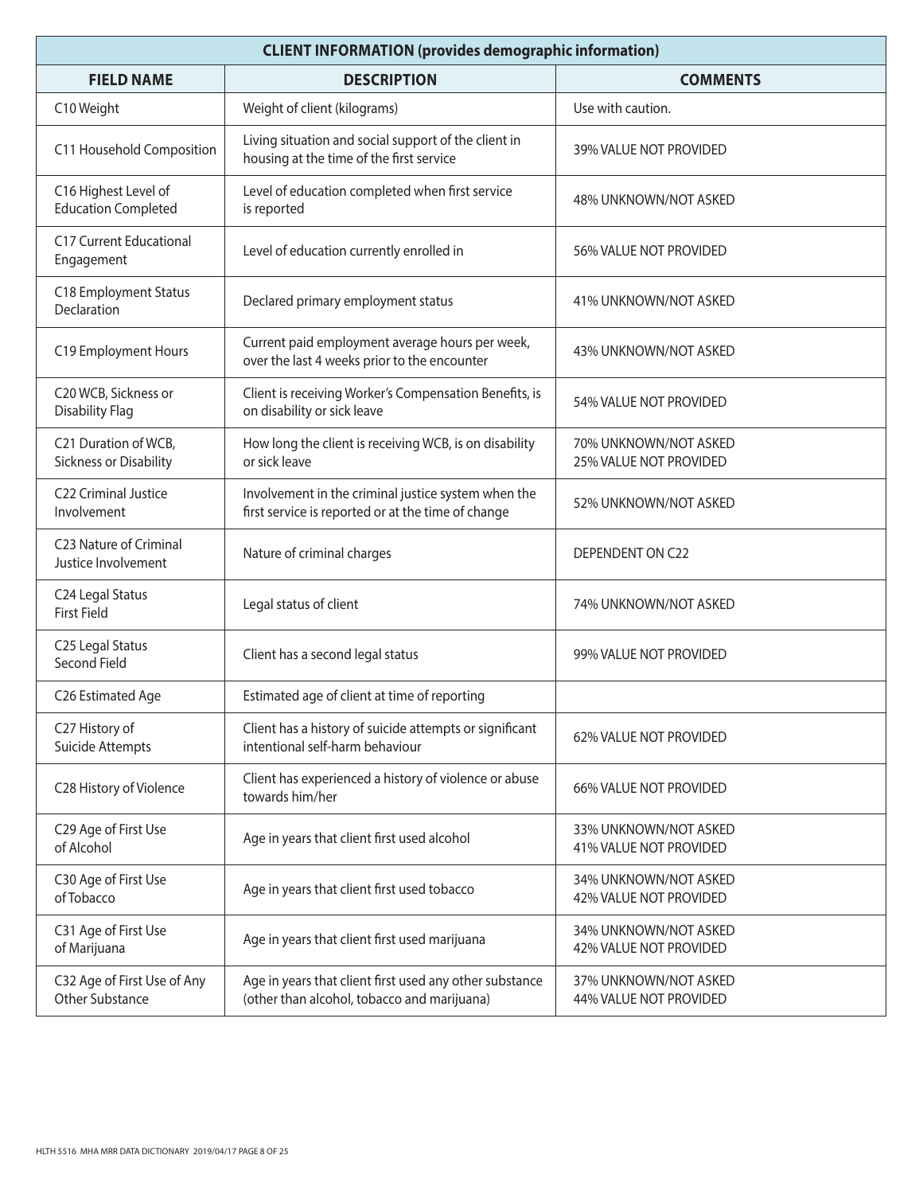| CLIENT INFORMATION (provides demographic information) | | |
|---|---|---|
| **FIELD NAME** | **DESCRIPTION** | **COMMENTS** |
| C10 Weight | Weight of client (kilograms) | Use with caution. |
| C11 Household Composition | Living situation and social support of the client in housing at the time of the first service | 39% VALUE NOT PROVIDED |
| C16 Highest Level of Education Completed | Level of education completed when first service is reported | 48% UNKNOWN/NOT ASKED |
| C17 Current Educational Engagement | Level of education currently enrolled in | 56% VALUE NOT PROVIDED |
| C18 Employment Status Declaration | Declared primary employment status | 41% UNKNOWN/NOT ASKED |
| C19 Employment Hours | Current paid employment average hours per week, over the last 4 weeks prior to the encounter | 43% UNKNOWN/NOT ASKED |
| C20 WCB, Sickness or Disability Flag | Client is receiving Worker's Compensation Benefits, is on disability or sick leave | 54% VALUE NOT PROVIDED |
| C21 Duration of WCB, Sickness or Disability | How long the client is receiving WCB, is on disability or sick leave | 70% UNKNOWN/NOT ASKED<br>25% VALUE NOT PROVIDED |
| C22 Criminal Justice Involvement | Involvement in the criminal justice system when the first service is reported or at the time of change | 52% UNKNOWN/NOT ASKED |
| C23 Nature of Criminal Justice Involvement | Nature of criminal charges | DEPENDENT ON C22 |
| C24 Legal Status First Field | Legal status of client | 74% UNKNOWN/NOT ASKED |
| C25 Legal Status Second Field | Client has a second legal status | 99% VALUE NOT PROVIDED |
| C26 Estimated Age | Estimated age of client at time of reporting | |
| C27 History of Suicide Attempts | Client has a history of suicide attempts or significant intentional self-harm behaviour | 62% VALUE NOT PROVIDED |
| C28 History of Violence | Client has experienced a history of violence or abuse towards him/her | 66% VALUE NOT PROVIDED |
| C29 Age of First Use of Alcohol | Age in years that client first used alcohol | 33% UNKNOWN/NOT ASKED<br>41% VALUE NOT PROVIDED |
| C30 Age of First Use of Tobacco | Age in years that client first used tobacco | 34% UNKNOWN/NOT ASKED<br>42% VALUE NOT PROVIDED |
| C31 Age of First Use of Marijuana | Age in years that client first used marijuana | 34% UNKNOWN/NOT ASKED<br>42% VALUE NOT PROVIDED |
| C32 Age of First Use of Any Other Substance | Age in years that client first used any other substance (other than alcohol, tobacco and marijuana) | 37% UNKNOWN/NOT ASKED<br>44% VALUE NOT PROVIDED |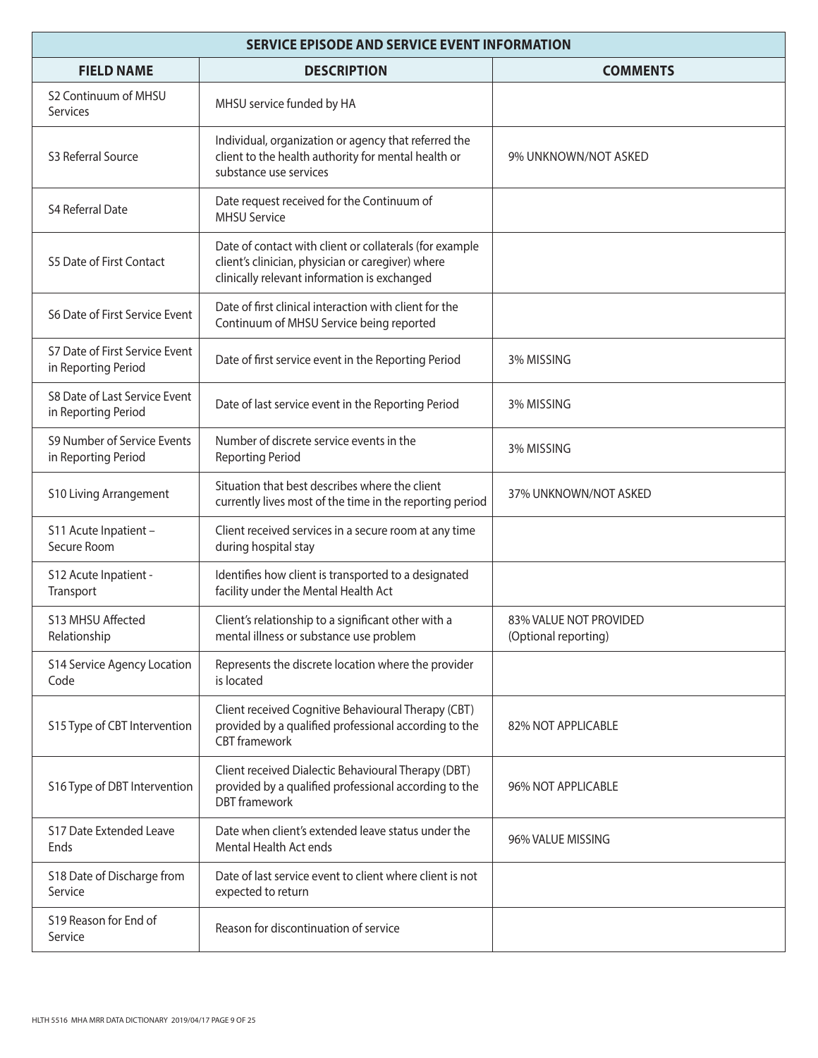| SERVICE EPISODE AND SERVICE EVENT INFORMATION | | |
|---|---|---|
| **FIELD NAME** | **DESCRIPTION** | **COMMENTS** |
| S2 Continuum of MHSU Services | MHSU service funded by HA | |
| S3 Referral Source | Individual, organization or agency that referred the client to the health authority for mental health or substance use services | 9% UNKNOWN/NOT ASKED |
| S4 Referral Date | Date request received for the Continuum of MHSU Service | |
| S5 Date of First Contact | Date of contact with client or collaterals (for example client's clinician, physician or caregiver) where clinically relevant information is exchanged | |
| S6 Date of First Service Event | Date of first clinical interaction with client for the Continuum of MHSU Service being reported | |
| S7 Date of First Service Event in Reporting Period | Date of first service event in the Reporting Period | 3% MISSING |
| S8 Date of Last Service Event in Reporting Period | Date of last service event in the Reporting Period | 3% MISSING |
| S9 Number of Service Events in Reporting Period | Number of discrete service events in the Reporting Period | 3% MISSING |
| S10 Living Arrangement | Situation that best describes where the client currently lives most of the time in the reporting period | 37% UNKNOWN/NOT ASKED |
| S11 Acute Inpatient – Secure Room | Client received services in a secure room at any time during hospital stay | |
| S12 Acute Inpatient - Transport | Identifies how client is transported to a designated facility under the Mental Health Act | |
| S13 MHSU Affected Relationship | Client's relationship to a significant other with a mental illness or substance use problem | 83% VALUE NOT PROVIDED (Optional reporting) |
| S14 Service Agency Location Code | Represents the discrete location where the provider is located | |
| S15 Type of CBT Intervention | Client received Cognitive Behavioural Therapy (CBT) provided by a qualified professional according to the CBT framework | 82% NOT APPLICABLE |
| S16 Type of DBT Intervention | Client received Dialectic Behavioural Therapy (DBT) provided by a qualified professional according to the DBT framework | 96% NOT APPLICABLE |
| S17 Date Extended Leave Ends | Date when client's extended leave status under the Mental Health Act ends | 96% VALUE MISSING |
| S18 Date of Discharge from Service | Date of last service event to client where client is not expected to return | |
| S19 Reason for End of Service | Reason for discontinuation of service | |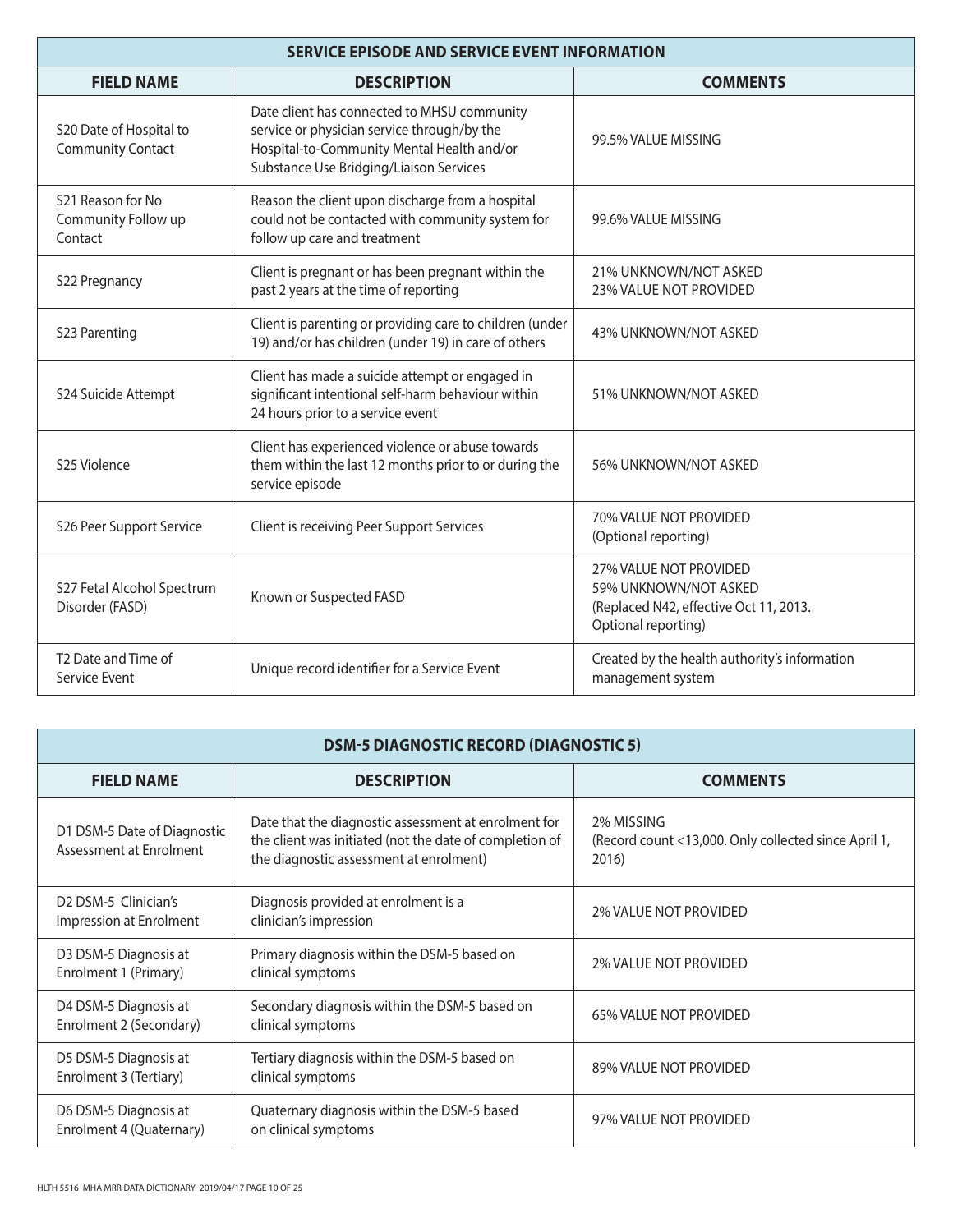| SERVICE EPISODE AND SERVICE EVENT INFORMATION | | |
|---|---|---|
| **FIELD NAME** | **DESCRIPTION** | **COMMENTS** |
| S20 Date of Hospital to Community Contact | Date client has connected to MHSU community service or physician service through/by the Hospital-to-Community Mental Health and/or Substance Use Bridging/Liaison Services | 99.5% VALUE MISSING |
| S21 Reason for No Community Follow up Contact | Reason the client upon discharge from a hospital could not be contacted with community system for follow up care and treatment | 99.6% VALUE MISSING |
| S22 Pregnancy | Client is pregnant or has been pregnant within the past 2 years at the time of reporting | 21% UNKNOWN/NOT ASKED<br>23% VALUE NOT PROVIDED |
| S23 Parenting | Client is parenting or providing care to children (under 19) and/or has children (under 19) in care of others | 43% UNKNOWN/NOT ASKED |
| S24 Suicide Attempt | Client has made a suicide attempt or engaged in significant intentional self-harm behaviour within 24 hours prior to a service event | 51% UNKNOWN/NOT ASKED |
| S25 Violence | Client has experienced violence or abuse towards them within the last 12 months prior to or during the service episode | 56% UNKNOWN/NOT ASKED |
| S26 Peer Support Service | Client is receiving Peer Support Services | 70% VALUE NOT PROVIDED<br>(Optional reporting) |
| S27 Fetal Alcohol Spectrum Disorder (FASD) | Known or Suspected FASD | 27% VALUE NOT PROVIDED<br>59% UNKNOWN/NOT ASKED<br>(Replaced N42, effective Oct 11, 2013. Optional reporting) |
| T2 Date and Time of Service Event | Unique record identifier for a Service Event | Created by the health authority's information management system |

| DSM-5 DIAGNOSTIC RECORD (DIAGNOSTIC 5) | | |
|---|---|---|
| **FIELD NAME** | **DESCRIPTION** | **COMMENTS** |
| D1 DSM-5 Date of Diagnostic Assessment at Enrolment | Date that the diagnostic assessment at enrolment for the client was initiated (not the date of completion of the diagnostic assessment at enrolment) | 2% MISSING<br>(Record count <13,000. Only collected since April 1, 2016) |
| D2 DSM-5 Clinician's Impression at Enrolment | Diagnosis provided at enrolment is a clinician's impression | 2% VALUE NOT PROVIDED |
| D3 DSM-5 Diagnosis at Enrolment 1 (Primary) | Primary diagnosis within the DSM-5 based on clinical symptoms | 2% VALUE NOT PROVIDED |
| D4 DSM-5 Diagnosis at Enrolment 2 (Secondary) | Secondary diagnosis within the DSM-5 based on clinical symptoms | 65% VALUE NOT PROVIDED |
| D5 DSM-5 Diagnosis at Enrolment 3 (Tertiary) | Tertiary diagnosis within the DSM-5 based on clinical symptoms | 89% VALUE NOT PROVIDED |
| D6 DSM-5 Diagnosis at Enrolment 4 (Quaternary) | Quaternary diagnosis within the DSM-5 based on clinical symptoms | 97% VALUE NOT PROVIDED |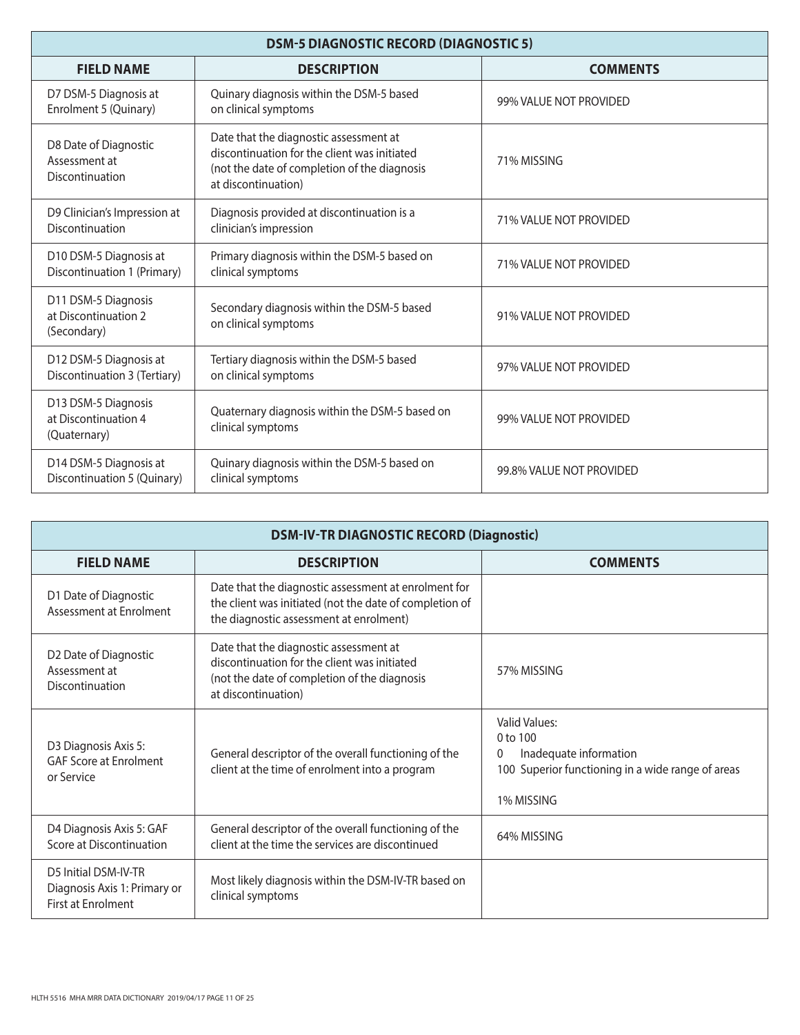| DSM-5 DIAGNOSTIC RECORD (DIAGNOSTIC 5) | | |
|---|---|---|
| **FIELD NAME** | **DESCRIPTION** | **COMMENTS** |
| D7 DSM-5 Diagnosis at Enrolment 5 (Quinary) | Quinary diagnosis within the DSM-5 based on clinical symptoms | 99% VALUE NOT PROVIDED |
| D8 Date of Diagnostic Assessment at Discontinuation | Date that the diagnostic assessment at discontinuation for the client was initiated (not the date of completion of the diagnosis at discontinuation) | 71% MISSING |
| D9 Clinician's Impression at Discontinuation | Diagnosis provided at discontinuation is a clinician's impression | 71% VALUE NOT PROVIDED |
| D10 DSM-5 Diagnosis at Discontinuation 1 (Primary) | Primary diagnosis within the DSM-5 based on clinical symptoms | 71% VALUE NOT PROVIDED |
| D11 DSM-5 Diagnosis at Discontinuation 2 (Secondary) | Secondary diagnosis within the DSM-5 based on clinical symptoms | 91% VALUE NOT PROVIDED |
| D12 DSM-5 Diagnosis at Discontinuation 3 (Tertiary) | Tertiary diagnosis within the DSM-5 based on clinical symptoms | 97% VALUE NOT PROVIDED |
| D13 DSM-5 Diagnosis at Discontinuation 4 (Quaternary) | Quaternary diagnosis within the DSM-5 based on clinical symptoms | 99% VALUE NOT PROVIDED |
| D14 DSM-5 Diagnosis at Discontinuation 5 (Quinary) | Quinary diagnosis within the DSM-5 based on clinical symptoms | 99.8% VALUE NOT PROVIDED |

| DSM-IV-TR DIAGNOSTIC RECORD (Diagnostic) | | |
|---|---|---|
| **FIELD NAME** | **DESCRIPTION** | **COMMENTS** |
| D1 Date of Diagnostic Assessment at Enrolment | Date that the diagnostic assessment at enrolment for the client was initiated (not the date of completion of the diagnostic assessment at enrolment) | |
| D2 Date of Diagnostic Assessment at Discontinuation | Date that the diagnostic assessment at discontinuation for the client was initiated (not the date of completion of the diagnosis at discontinuation) | 57% MISSING |
| D3 Diagnosis Axis 5: GAF Score at Enrolment or Service | General descriptor of the overall functioning of the client at the time of enrolment into a program | Valid Values:<br>0 to 100<br>0 Inadequate information<br>100 Superior functioning in a wide range of areas<br><br>1% MISSING |
| D4 Diagnosis Axis 5: GAF Score at Discontinuation | General descriptor of the overall functioning of the client at the time the services are discontinued | 64% MISSING |
| D5 Initial DSM-IV-TR Diagnosis Axis 1: Primary or First at Enrolment | Most likely diagnosis within the DSM-IV-TR based on clinical symptoms | |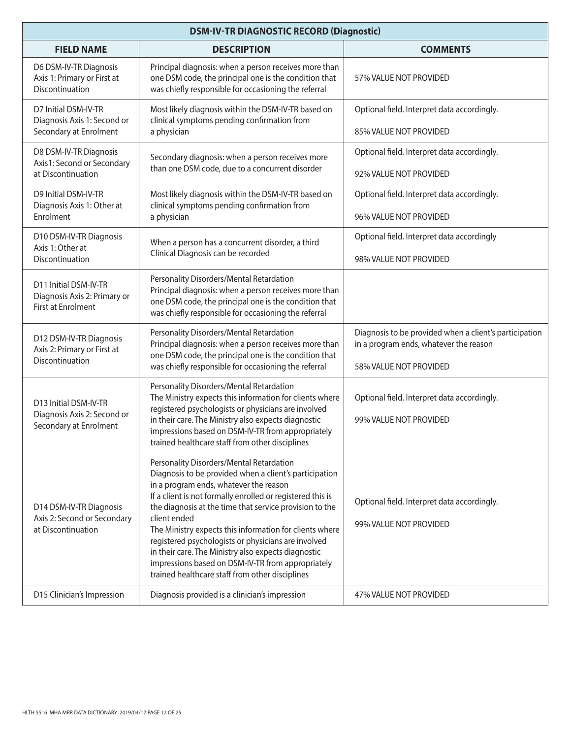| DSM-IV-TR DIAGNOSTIC RECORD (Diagnostic) | | |
|---|---|---|
| **FIELD NAME** | **DESCRIPTION** | **COMMENTS** |
| D6 DSM-IV-TR Diagnosis Axis 1: Primary or First at Discontinuation | Principal diagnosis: when a person receives more than one DSM code, the principal one is the condition that was chiefly responsible for occasioning the referral | 57% VALUE NOT PROVIDED |
| D7 Initial DSM-IV-TR Diagnosis Axis 1: Second or Secondary at Enrolment | Most likely diagnosis within the DSM-IV-TR based on clinical symptoms pending confirmation from a physician | Optional field. Interpret data accordingly.<br><br>85% VALUE NOT PROVIDED |
| D8 DSM-IV-TR Diagnosis Axis1: Second or Secondary at Discontinuation | Secondary diagnosis: when a person receives more than one DSM code, due to a concurrent disorder | Optional field. Interpret data accordingly.<br><br>92% VALUE NOT PROVIDED |
| D9 Initial DSM-IV-TR Diagnosis Axis 1: Other at Enrolment | Most likely diagnosis within the DSM-IV-TR based on clinical symptoms pending confirmation from a physician | Optional field. Interpret data accordingly.<br><br>96% VALUE NOT PROVIDED |
| D10 DSM-IV-TR Diagnosis Axis 1: Other at Discontinuation | When a person has a concurrent disorder, a third Clinical Diagnosis can be recorded | Optional field. Interpret data accordingly<br><br>98% VALUE NOT PROVIDED |
| D11 Initial DSM-IV-TR Diagnosis Axis 2: Primary or First at Enrolment | Personality Disorders/Mental Retardation<br>Principal diagnosis: when a person receives more than one DSM code, the principal one is the condition that was chiefly responsible for occasioning the referral | |
| D12 DSM-IV-TR Diagnosis Axis 2: Primary or First at Discontinuation | Personality Disorders/Mental Retardation<br>Principal diagnosis: when a person receives more than one DSM code, the principal one is the condition that was chiefly responsible for occasioning the referral | Diagnosis to be provided when a client's participation in a program ends, whatever the reason<br><br>58% VALUE NOT PROVIDED |
| D13 Initial DSM-IV-TR Diagnosis Axis 2: Second or Secondary at Enrolment | Personality Disorders/Mental Retardation<br>The Ministry expects this information for clients where registered psychologists or physicians are involved in their care. The Ministry also expects diagnostic impressions based on DSM-IV-TR from appropriately trained healthcare staff from other disciplines | Optional field. Interpret data accordingly.<br><br>99% VALUE NOT PROVIDED |
| D14 DSM-IV-TR Diagnosis Axis 2: Second or Secondary at Discontinuation | Personality Disorders/Mental Retardation<br>Diagnosis to be provided when a client's participation in a program ends, whatever the reason<br>If a client is not formally enrolled or registered this is the diagnosis at the time that service provision to the client ended<br>The Ministry expects this information for clients where registered psychologists or physicians are involved in their care. The Ministry also expects diagnostic impressions based on DSM-IV-TR from appropriately trained healthcare staff from other disciplines | Optional field. Interpret data accordingly.<br><br>99% VALUE NOT PROVIDED |
| D15 Clinician's Impression | Diagnosis provided is a clinician's impression | 47% VALUE NOT PROVIDED |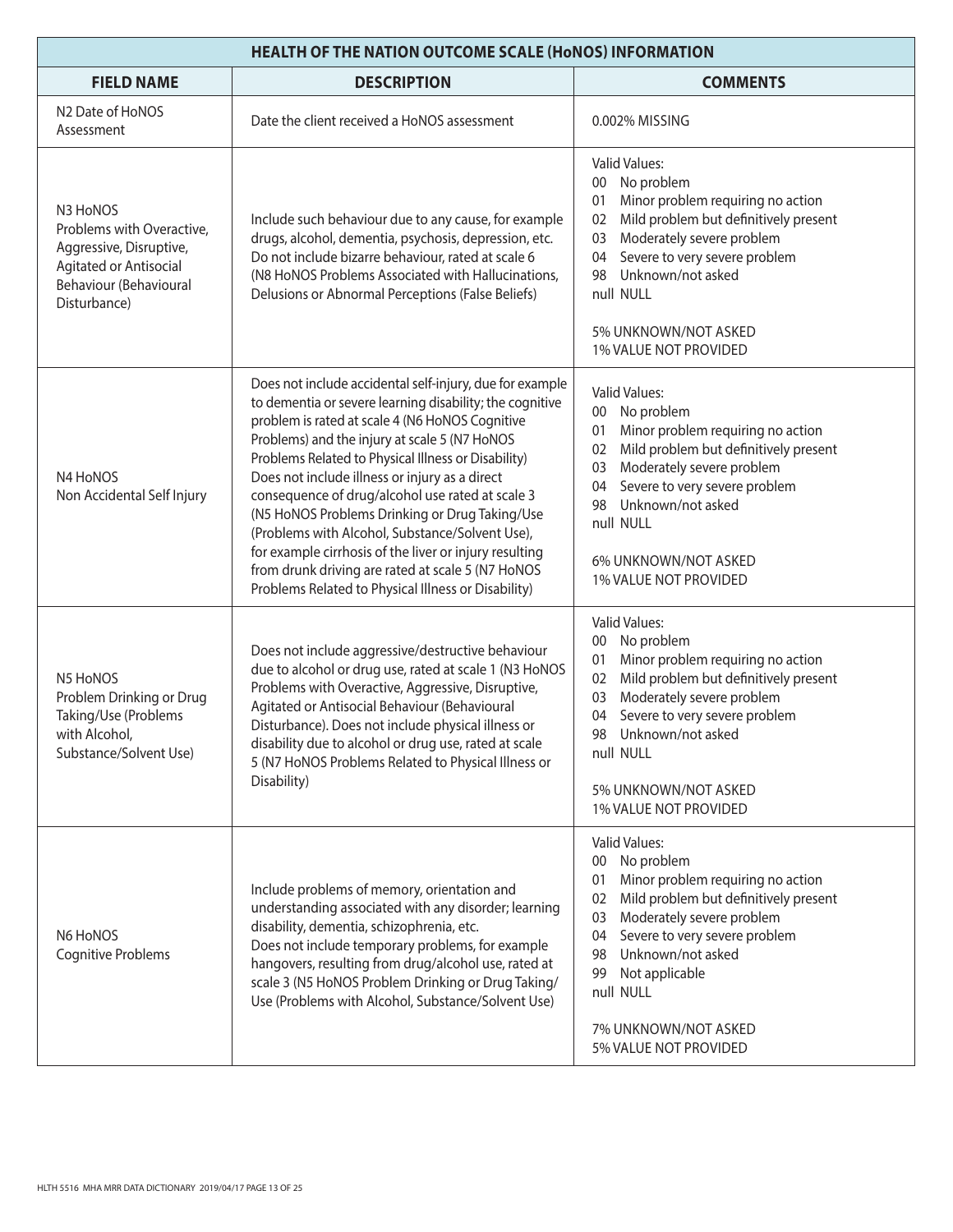| HEALTH OF THE NATION OUTCOME SCALE (HoNOS) INFORMATION | | |
|---|---|---|
| **FIELD NAME** | **DESCRIPTION** | **COMMENTS** |
| N2 Date of HoNOS Assessment | Date the client received a HoNOS assessment | 0.002% MISSING |
| N3 HoNOS Problems with Overactive, Aggressive, Disruptive, Agitated or Antisocial Behaviour (Behavioural Disturbance) | Include such behaviour due to any cause, for example drugs, alcohol, dementia, psychosis, depression, etc. Do not include bizarre behaviour, rated at scale 6 (N8 HoNOS Problems Associated with Hallucinations, Delusions or Abnormal Perceptions (False Beliefs) | Valid Values:<br>00 No problem<br>01 Minor problem requiring no action<br>02 Mild problem but definitively present<br>03 Moderately severe problem<br>04 Severe to very severe problem<br>98 Unknown/not asked<br>null NULL<br><br>5% UNKNOWN/NOT ASKED<br>1% VALUE NOT PROVIDED |
| N4 HoNOS Non Accidental Self Injury | Does not include accidental self-injury, due for example to dementia or severe learning disability; the cognitive problem is rated at scale 4 (N6 HoNOS Cognitive Problems) and the injury at scale 5 (N7 HoNOS Problems Related to Physical Illness or Disability) Does not include illness or injury as a direct consequence of drug/alcohol use rated at scale 3 (N5 HoNOS Problems Drinking or Drug Taking/Use (Problems with Alcohol, Substance/Solvent Use), for example cirrhosis of the liver or injury resulting from drunk driving are rated at scale 5 (N7 HoNOS Problems Related to Physical Illness or Disability) | Valid Values:<br>00 No problem<br>01 Minor problem requiring no action<br>02 Mild problem but definitively present<br>03 Moderately severe problem<br>04 Severe to very severe problem<br>98 Unknown/not asked<br>null NULL<br><br>6% UNKNOWN/NOT ASKED<br>1% VALUE NOT PROVIDED |
| N5 HoNOS Problem Drinking or Drug Taking/Use (Problems with Alcohol, Substance/Solvent Use) | Does not include aggressive/destructive behaviour due to alcohol or drug use, rated at scale 1 (N3 HoNOS Problems with Overactive, Aggressive, Disruptive, Agitated or Antisocial Behaviour (Behavioural Disturbance). Does not include physical illness or disability due to alcohol or drug use, rated at scale 5 (N7 HoNOS Problems Related to Physical Illness or Disability) | Valid Values:<br>00 No problem<br>01 Minor problem requiring no action<br>02 Mild problem but definitively present<br>03 Moderately severe problem<br>04 Severe to very severe problem<br>98 Unknown/not asked<br>null NULL<br><br>5% UNKNOWN/NOT ASKED<br>1% VALUE NOT PROVIDED |
| N6 HoNOS Cognitive Problems | Include problems of memory, orientation and understanding associated with any disorder; learning disability, dementia, schizophrenia, etc. Does not include temporary problems, for example hangovers, resulting from drug/alcohol use, rated at scale 3 (N5 HoNOS Problem Drinking or Drug Taking/ Use (Problems with Alcohol, Substance/Solvent Use) | Valid Values:<br>00 No problem<br>01 Minor problem requiring no action<br>02 Mild problem but definitively present<br>03 Moderately severe problem<br>04 Severe to very severe problem<br>98 Unknown/not asked<br>99 Not applicable<br>null NULL<br><br>7% UNKNOWN/NOT ASKED<br>5% VALUE NOT PROVIDED |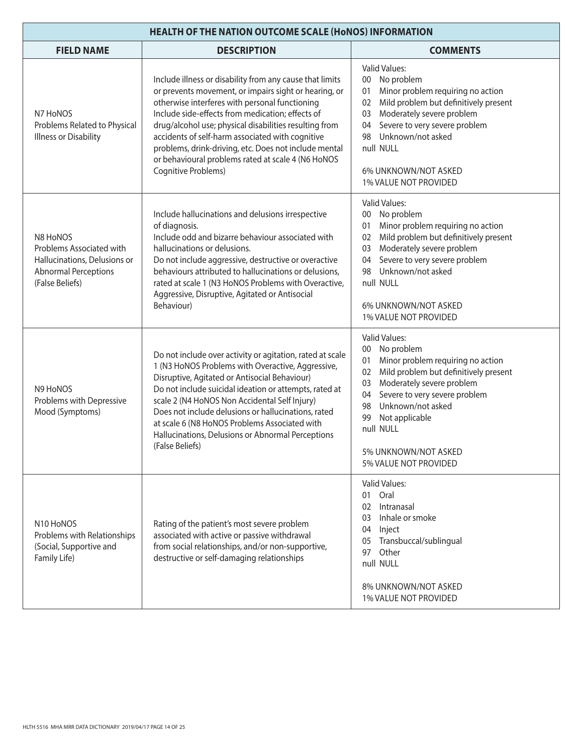| HEALTH OF THE NATION OUTCOME SCALE (HoNOS) INFORMATION | | |
|---|---|---|
| **FIELD NAME** | **DESCRIPTION** | **COMMENTS** |
| N7 HoNOS<br>Problems Related to Physical Illness or Disability | Include illness or disability from any cause that limits or prevents movement, or impairs sight or hearing, or otherwise interferes with personal functioning<br>Include side-effects from medication; effects of drug/alcohol use; physical disabilities resulting from accidents of self-harm associated with cognitive problems, drink-driving, etc. Does not include mental or behavioural problems rated at scale 4 (N6 HoNOS Cognitive Problems) | Valid Values:<br>00 No problem<br>01 Minor problem requiring no action<br>02 Mild problem but definitively present<br>03 Moderately severe problem<br>04 Severe to very severe problem<br>98 Unknown/not asked<br>null NULL<br><br>6% UNKNOWN/NOT ASKED<br>1% VALUE NOT PROVIDED |
| N8 HoNOS<br>Problems Associated with Hallucinations, Delusions or Abnormal Perceptions (False Beliefs) | Include hallucinations and delusions irrespective of diagnosis.<br>Include odd and bizarre behaviour associated with hallucinations or delusions.<br>Do not include aggressive, destructive or overactive behaviours attributed to hallucinations or delusions, rated at scale 1 (N3 HoNOS Problems with Overactive, Aggressive, Disruptive, Agitated or Antisocial Behaviour) | Valid Values:<br>00 No problem<br>01 Minor problem requiring no action<br>02 Mild problem but definitively present<br>03 Moderately severe problem<br>04 Severe to very severe problem<br>98 Unknown/not asked<br>null NULL<br><br>6% UNKNOWN/NOT ASKED<br>1% VALUE NOT PROVIDED |
| N9 HoNOS<br>Problems with Depressive Mood (Symptoms) | Do not include over activity or agitation, rated at scale 1 (N3 HoNOS Problems with Overactive, Aggressive, Disruptive, Agitated or Antisocial Behaviour)<br>Do not include suicidal ideation or attempts, rated at scale 2 (N4 HoNOS Non Accidental Self Injury)<br>Does not include delusions or hallucinations, rated at scale 6 (N8 HoNOS Problems Associated with Hallucinations, Delusions or Abnormal Perceptions (False Beliefs) | Valid Values:<br>00 No problem<br>01 Minor problem requiring no action<br>02 Mild problem but definitively present<br>03 Moderately severe problem<br>04 Severe to very severe problem<br>98 Unknown/not asked<br>99 Not applicable<br>null NULL<br><br>5% UNKNOWN/NOT ASKED<br>5% VALUE NOT PROVIDED |
| N10 HoNOS<br>Problems with Relationships (Social, Supportive and Family Life) | Rating of the patient's most severe problem associated with active or passive withdrawal from social relationships, and/or non-supportive, destructive or self-damaging relationships | Valid Values:<br>01 Oral<br>02 Intranasal<br>03 Inhale or smoke<br>04 Inject<br>05 Transbuccal/sublingual<br>97 Other<br>null NULL<br><br>8% UNKNOWN/NOT ASKED<br>1% VALUE NOT PROVIDED |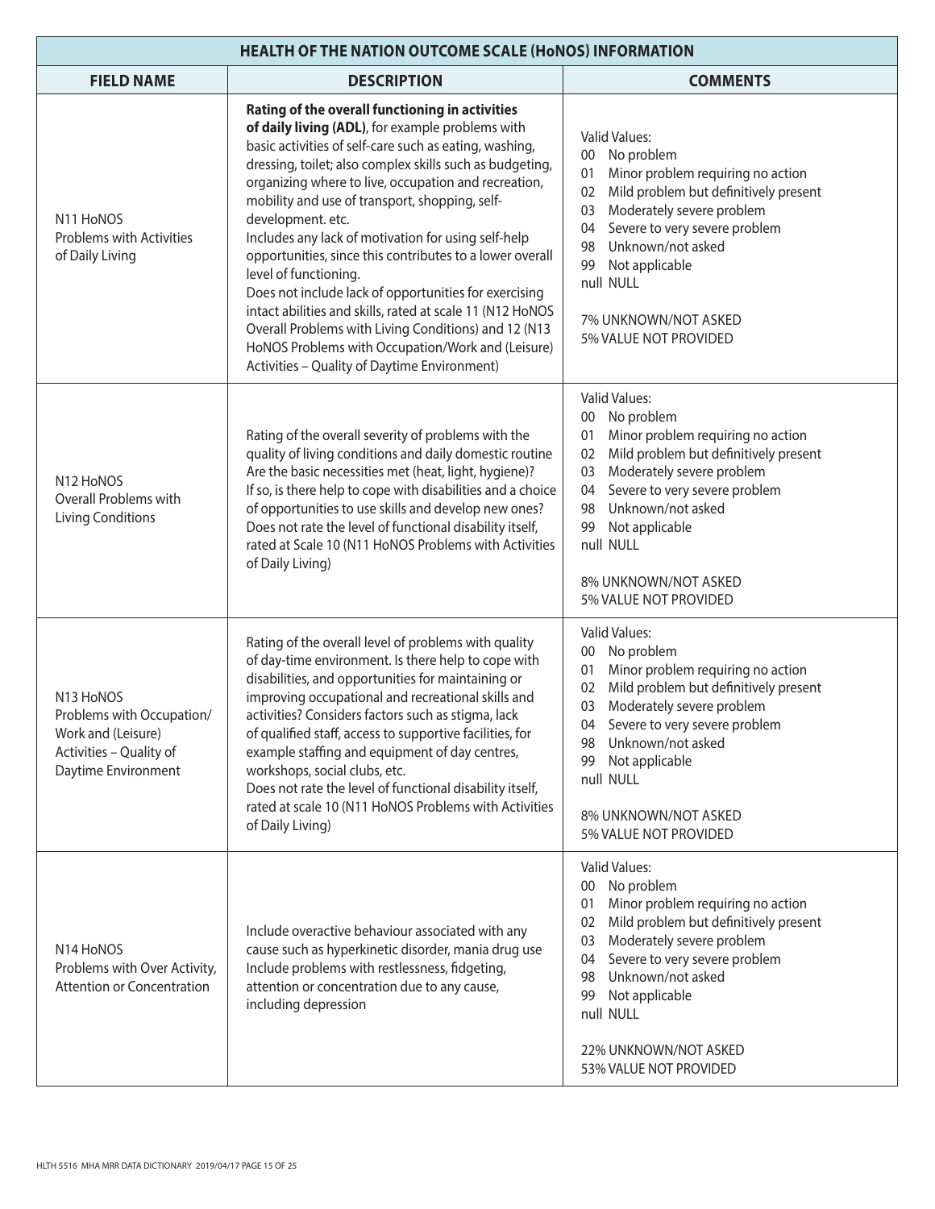| HEALTH OF THE NATION OUTCOME SCALE (HoNOS) INFORMATION | | |
|---|---|---|
| **FIELD NAME** | **DESCRIPTION** | **COMMENTS** |
| N11 HoNOS Problems with Activities of Daily Living | **Rating of the overall functioning in activities of daily living (ADL)**, for example problems with basic activities of self-care such as eating, washing, dressing, toilet; also complex skills such as budgeting, organizing where to live, occupation and recreation, mobility and use of transport, shopping, self-development. etc.<br>Includes any lack of motivation for using self-help opportunities, since this contributes to a lower overall level of functioning.<br>Does not include lack of opportunities for exercising intact abilities and skills, rated at scale 11 (N12 HoNOS Overall Problems with Living Conditions) and 12 (N13 HoNOS Problems with Occupation/Work and (Leisure) Activities – Quality of Daytime Environment) | Valid Values:<br>00 No problem<br>01 Minor problem requiring no action<br>02 Mild problem but definitively present<br>03 Moderately severe problem<br>04 Severe to very severe problem<br>98 Unknown/not asked<br>99 Not applicable<br>null NULL<br><br>7% UNKNOWN/NOT ASKED<br>5% VALUE NOT PROVIDED |
| N12 HoNOS Overall Problems with Living Conditions | Rating of the overall severity of problems with the quality of living conditions and daily domestic routine Are the basic necessities met (heat, light, hygiene)? If so, is there help to cope with disabilities and a choice of opportunities to use skills and develop new ones? Does not rate the level of functional disability itself, rated at Scale 10 (N11 HoNOS Problems with Activities of Daily Living) | Valid Values:<br>00 No problem<br>01 Minor problem requiring no action<br>02 Mild problem but definitively present<br>03 Moderately severe problem<br>04 Severe to very severe problem<br>98 Unknown/not asked<br>99 Not applicable<br>null NULL<br><br>8% UNKNOWN/NOT ASKED<br>5% VALUE NOT PROVIDED |
| N13 HoNOS Problems with Occupation/ Work and (Leisure) Activities – Quality of Daytime Environment | Rating of the overall level of problems with quality of day-time environment. Is there help to cope with disabilities, and opportunities for maintaining or improving occupational and recreational skills and activities? Considers factors such as stigma, lack of qualified staff, access to supportive facilities, for example staffing and equipment of day centres, workshops, social clubs, etc.<br>Does not rate the level of functional disability itself, rated at scale 10 (N11 HoNOS Problems with Activities of Daily Living) | Valid Values:<br>00 No problem<br>01 Minor problem requiring no action<br>02 Mild problem but definitively present<br>03 Moderately severe problem<br>04 Severe to very severe problem<br>98 Unknown/not asked<br>99 Not applicable<br>null NULL<br><br>8% UNKNOWN/NOT ASKED<br>5% VALUE NOT PROVIDED |
| N14 HoNOS Problems with Over Activity, Attention or Concentration | Include overactive behaviour associated with any cause such as hyperkinetic disorder, mania drug use Include problems with restlessness, fidgeting, attention or concentration due to any cause, including depression | Valid Values:<br>00 No problem<br>01 Minor problem requiring no action<br>02 Mild problem but definitively present<br>03 Moderately severe problem<br>04 Severe to very severe problem<br>98 Unknown/not asked<br>99 Not applicable<br>null NULL<br><br>22% UNKNOWN/NOT ASKED<br>53% VALUE NOT PROVIDED |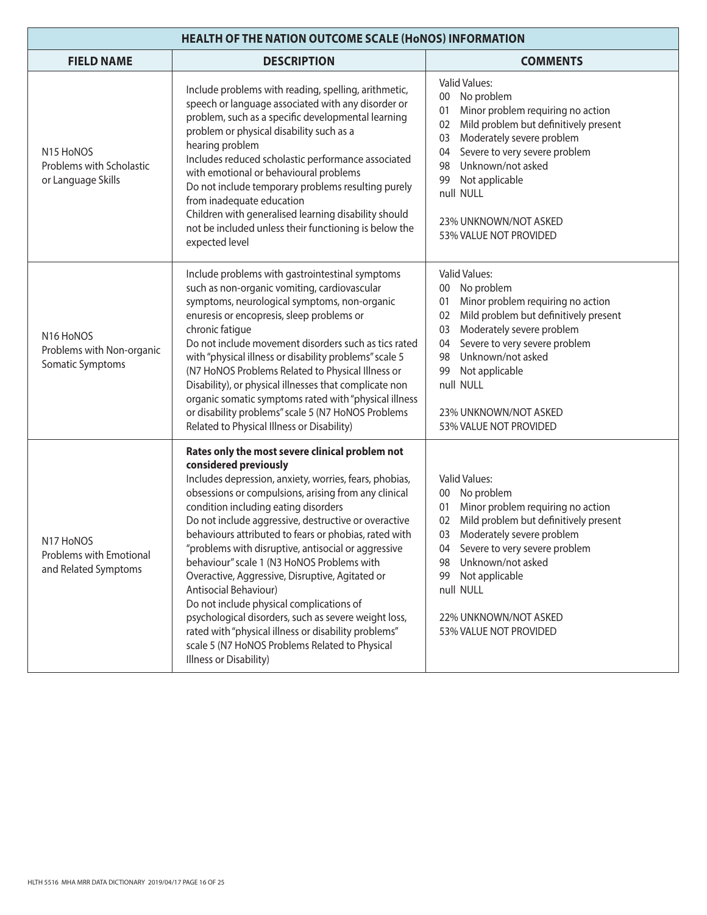| HEALTH OF THE NATION OUTCOME SCALE (HoNOS) INFORMATION | | |
|---|---|---|
| **FIELD NAME** | **DESCRIPTION** | **COMMENTS** |
| N15 HoNOS Problems with Scholastic or Language Skills | Include problems with reading, spelling, arithmetic, speech or language associated with any disorder or problem, such as a specific developmental learning problem or physical disability such as a hearing problem<br>Includes reduced scholastic performance associated with emotional or behavioural problems<br>Do not include temporary problems resulting purely from inadequate education<br>Children with generalised learning disability should not be included unless their functioning is below the expected level | Valid Values:<br>00 No problem<br>01 Minor problem requiring no action<br>02 Mild problem but definitively present<br>03 Moderately severe problem<br>04 Severe to very severe problem<br>98 Unknown/not asked<br>99 Not applicable<br>null NULL<br><br>23% UNKNOWN/NOT ASKED<br>53% VALUE NOT PROVIDED |
| N16 HoNOS Problems with Non-organic Somatic Symptoms | Include problems with gastrointestinal symptoms such as non-organic vomiting, cardiovascular symptoms, neurological symptoms, non-organic enuresis or encopresis, sleep problems or chronic fatigue<br>Do not include movement disorders such as tics rated with "physical illness or disability problems" scale 5 (N7 HoNOS Problems Related to Physical Illness or Disability), or physical illnesses that complicate non organic somatic symptoms rated with "physical illness or disability problems" scale 5 (N7 HoNOS Problems Related to Physical Illness or Disability) | Valid Values:<br>00 No problem<br>01 Minor problem requiring no action<br>02 Mild problem but definitively present<br>03 Moderately severe problem<br>04 Severe to very severe problem<br>98 Unknown/not asked<br>99 Not applicable<br>null NULL<br><br>23% UNKNOWN/NOT ASKED<br>53% VALUE NOT PROVIDED |
| N17 HoNOS Problems with Emotional and Related Symptoms | **Rates only the most severe clinical problem not considered previously**<br>Includes depression, anxiety, worries, fears, phobias, obsessions or compulsions, arising from any clinical condition including eating disorders<br>Do not include aggressive, destructive or overactive behaviours attributed to fears or phobias, rated with "problems with disruptive, antisocial or aggressive behaviour" scale 1 (N3 HoNOS Problems with Overactive, Aggressive, Disruptive, Agitated or Antisocial Behaviour)<br>Do not include physical complications of psychological disorders, such as severe weight loss, rated with "physical illness or disability problems" scale 5 (N7 HoNOS Problems Related to Physical Illness or Disability) | Valid Values:<br>00 No problem<br>01 Minor problem requiring no action<br>02 Mild problem but definitively present<br>03 Moderately severe problem<br>04 Severe to very severe problem<br>98 Unknown/not asked<br>99 Not applicable<br>null NULL<br><br>22% UNKNOWN/NOT ASKED<br>53% VALUE NOT PROVIDED |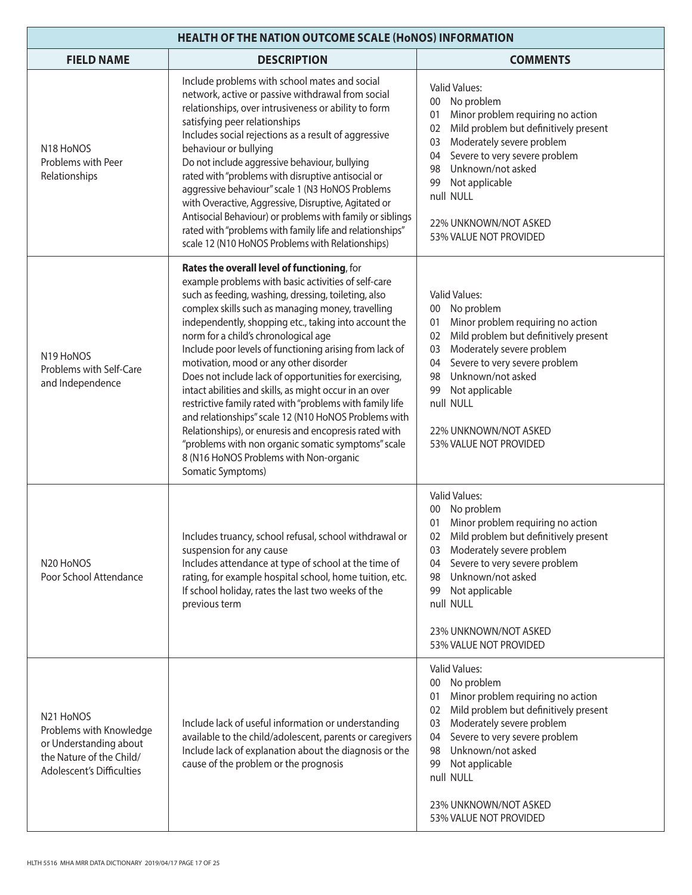| HEALTH OF THE NATION OUTCOME SCALE (HoNOS) INFORMATION | | |
|---|---|---|
| **FIELD NAME** | **DESCRIPTION** | **COMMENTS** |
| N18 HoNOS<br>Problems with Peer Relationships | Include problems with school mates and social network, active or passive withdrawal from social relationships, over intrusiveness or ability to form satisfying peer relationships<br>Includes social rejections as a result of aggressive behaviour or bullying<br>Do not include aggressive behaviour, bullying rated with "problems with disruptive antisocial or aggressive behaviour" scale 1 (N3 HoNOS Problems with Overactive, Aggressive, Disruptive, Agitated or Antisocial Behaviour) or problems with family or siblings rated with "problems with family life and relationships" scale 12 (N10 HoNOS Problems with Relationships) | Valid Values:<br>00 No problem<br>01 Minor problem requiring no action<br>02 Mild problem but definitively present<br>03 Moderately severe problem<br>04 Severe to very severe problem<br>98 Unknown/not asked<br>99 Not applicable<br>null NULL<br><br>22% UNKNOWN/NOT ASKED<br>53% VALUE NOT PROVIDED |
| N19 HoNOS<br>Problems with Self-Care and Independence | **Rates the overall level of functioning**, for example problems with basic activities of self-care such as feeding, washing, dressing, toileting, also complex skills such as managing money, travelling independently, shopping etc., taking into account the norm for a child's chronological age<br>Include poor levels of functioning arising from lack of motivation, mood or any other disorder<br>Does not include lack of opportunities for exercising, intact abilities and skills, as might occur in an over restrictive family rated with "problems with family life and relationships" scale 12 (N10 HoNOS Problems with Relationships), or enuresis and encopresis rated with "problems with non organic somatic symptoms" scale 8 (N16 HoNOS Problems with Non-organic Somatic Symptoms) | Valid Values:<br>00 No problem<br>01 Minor problem requiring no action<br>02 Mild problem but definitively present<br>03 Moderately severe problem<br>04 Severe to very severe problem<br>98 Unknown/not asked<br>99 Not applicable<br>null NULL<br><br>22% UNKNOWN/NOT ASKED<br>53% VALUE NOT PROVIDED |
| N20 HoNOS<br>Poor School Attendance | Includes truancy, school refusal, school withdrawal or suspension for any cause<br>Includes attendance at type of school at the time of rating, for example hospital school, home tuition, etc.<br>If school holiday, rates the last two weeks of the previous term | Valid Values:<br>00 No problem<br>01 Minor problem requiring no action<br>02 Mild problem but definitively present<br>03 Moderately severe problem<br>04 Severe to very severe problem<br>98 Unknown/not asked<br>99 Not applicable<br>null NULL<br><br>23% UNKNOWN/NOT ASKED<br>53% VALUE NOT PROVIDED |
| N21 HoNOS<br>Problems with Knowledge or Understanding about the Nature of the Child/Adolescent's Difficulties | Include lack of useful information or understanding available to the child/adolescent, parents or caregivers<br>Include lack of explanation about the diagnosis or the cause of the problem or the prognosis | Valid Values:<br>00 No problem<br>01 Minor problem requiring no action<br>02 Mild problem but definitively present<br>03 Moderately severe problem<br>04 Severe to very severe problem<br>98 Unknown/not asked<br>99 Not applicable<br>null NULL<br><br>23% UNKNOWN/NOT ASKED<br>53% VALUE NOT PROVIDED |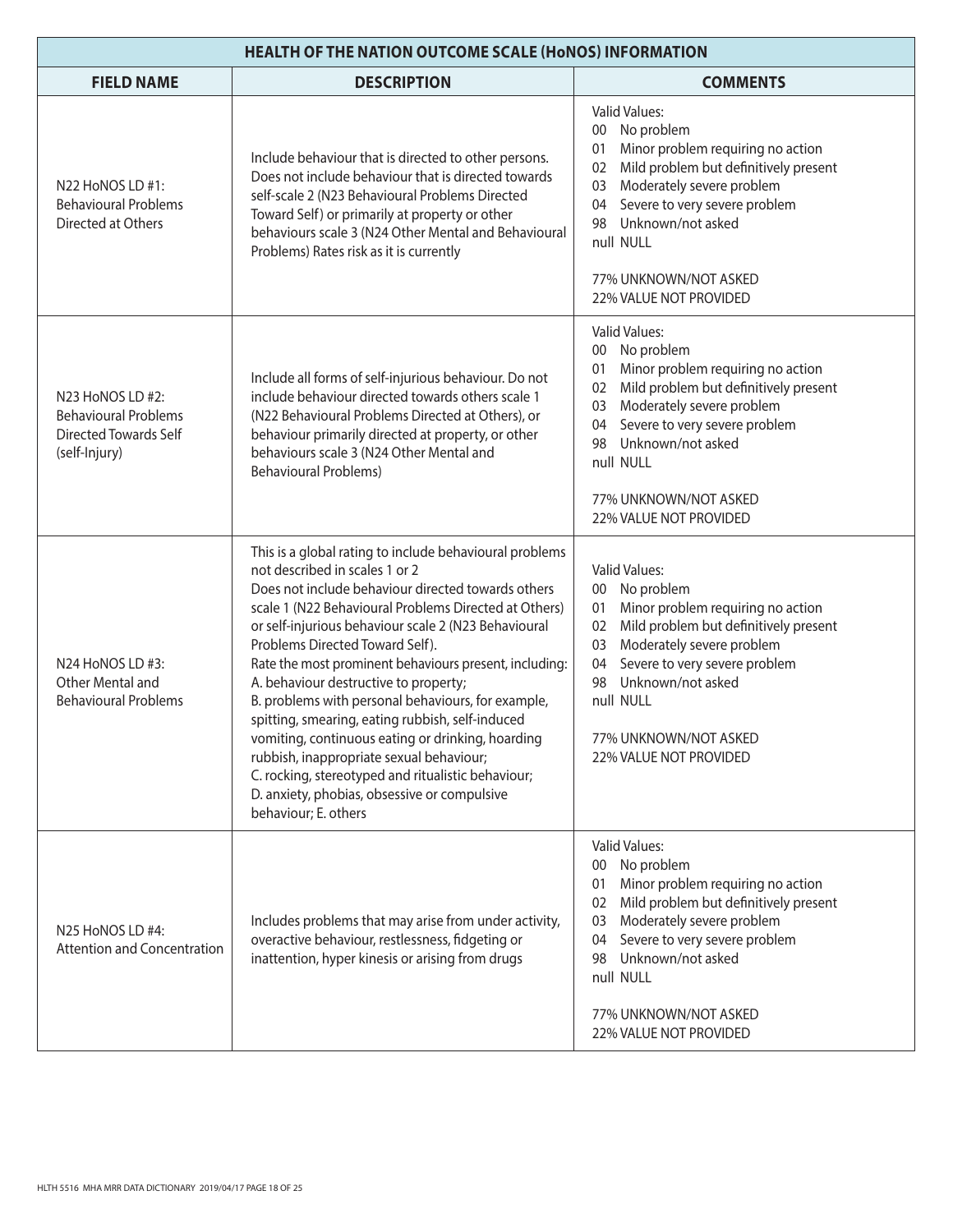| HEALTH OF THE NATION OUTCOME SCALE (HoNOS) INFORMATION | | |
|---|---|---|
| **FIELD NAME** | **DESCRIPTION** | **COMMENTS** |
| N22 HoNOS LD #1: Behavioural Problems Directed at Others | Include behaviour that is directed to other persons. Does not include behaviour that is directed towards self-scale 2 (N23 Behavioural Problems Directed Toward Self) or primarily at property or other behaviours scale 3 (N24 Other Mental and Behavioural Problems) Rates risk as it is currently | Valid Values:<br>00 No problem<br>01 Minor problem requiring no action<br>02 Mild problem but definitively present<br>03 Moderately severe problem<br>04 Severe to very severe problem<br>98 Unknown/not asked<br>null NULL<br><br>77% UNKNOWN/NOT ASKED<br>22% VALUE NOT PROVIDED |
| N23 HoNOS LD #2: Behavioural Problems Directed Towards Self (self-Injury) | Include all forms of self-injurious behaviour. Do not include behaviour directed towards others scale 1 (N22 Behavioural Problems Directed at Others), or behaviour primarily directed at property, or other behaviours scale 3 (N24 Other Mental and Behavioural Problems) | Valid Values:<br>00 No problem<br>01 Minor problem requiring no action<br>02 Mild problem but definitively present<br>03 Moderately severe problem<br>04 Severe to very severe problem<br>98 Unknown/not asked<br>null NULL<br><br>77% UNKNOWN/NOT ASKED<br>22% VALUE NOT PROVIDED |
| N24 HoNOS LD #3: Other Mental and Behavioural Problems | This is a global rating to include behavioural problems not described in scales 1 or 2<br>Does not include behaviour directed towards others scale 1 (N22 Behavioural Problems Directed at Others) or self-injurious behaviour scale 2 (N23 Behavioural Problems Directed Toward Self).<br>Rate the most prominent behaviours present, including: A. behaviour destructive to property; B. problems with personal behaviours, for example, spitting, smearing, eating rubbish, self-induced vomiting, continuous eating or drinking, hoarding rubbish, inappropriate sexual behaviour; C. rocking, stereotyped and ritualistic behaviour; D. anxiety, phobias, obsessive or compulsive behaviour; E. others | Valid Values:<br>00 No problem<br>01 Minor problem requiring no action<br>02 Mild problem but definitively present<br>03 Moderately severe problem<br>04 Severe to very severe problem<br>98 Unknown/not asked<br>null NULL<br><br>77% UNKNOWN/NOT ASKED<br>22% VALUE NOT PROVIDED |
| N25 HoNOS LD #4: Attention and Concentration | Includes problems that may arise from under activity, overactive behaviour, restlessness, fidgeting or inattention, hyper kinesis or arising from drugs | Valid Values:<br>00 No problem<br>01 Minor problem requiring no action<br>02 Mild problem but definitively present<br>03 Moderately severe problem<br>04 Severe to very severe problem<br>98 Unknown/not asked<br>null NULL<br><br>77% UNKNOWN/NOT ASKED<br>22% VALUE NOT PROVIDED |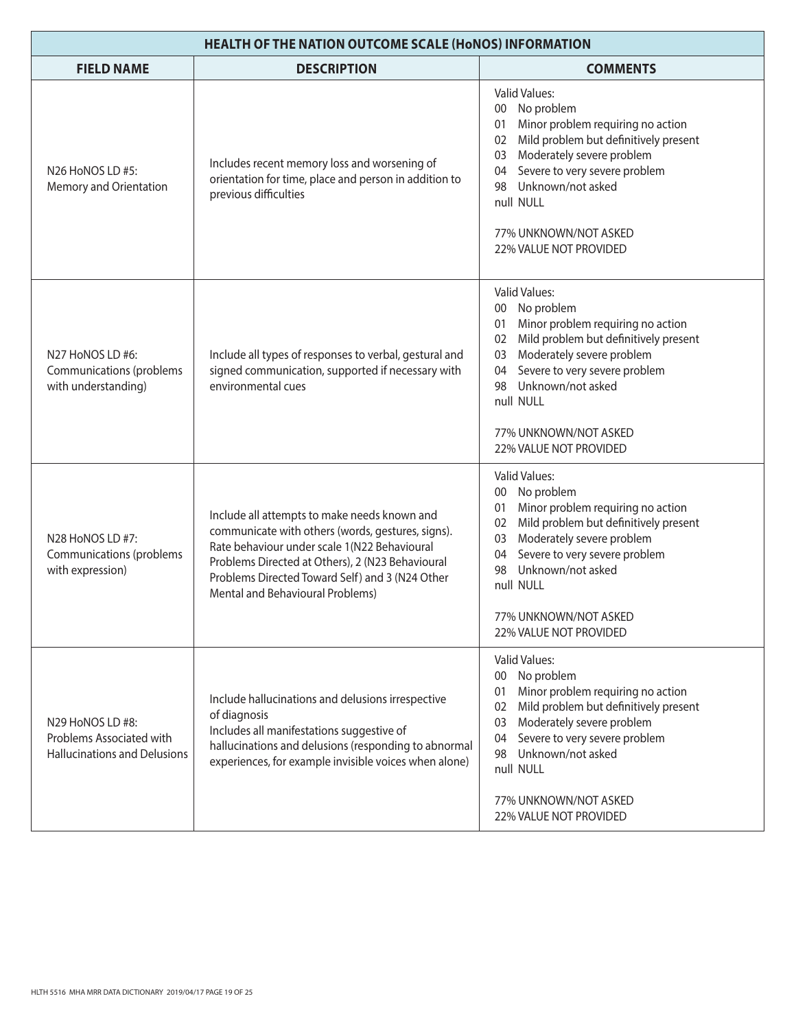| HEALTH OF THE NATION OUTCOME SCALE (HoNOS) INFORMATION | | |
|---|---|---|
| **FIELD NAME** | **DESCRIPTION** | **COMMENTS** |
| N26 HoNOS LD #5: Memory and Orientation | Includes recent memory loss and worsening of orientation for time, place and person in addition to previous difficulties | Valid Values:<br>00 No problem<br>01 Minor problem requiring no action<br>02 Mild problem but definitively present<br>03 Moderately severe problem<br>04 Severe to very severe problem<br>98 Unknown/not asked<br>null NULL<br><br>77% UNKNOWN/NOT ASKED<br>22% VALUE NOT PROVIDED |
| N27 HoNOS LD #6: Communications (problems with understanding) | Include all types of responses to verbal, gestural and signed communication, supported if necessary with environmental cues | Valid Values:<br>00 No problem<br>01 Minor problem requiring no action<br>02 Mild problem but definitively present<br>03 Moderately severe problem<br>04 Severe to very severe problem<br>98 Unknown/not asked<br>null NULL<br><br>77% UNKNOWN/NOT ASKED<br>22% VALUE NOT PROVIDED |
| N28 HoNOS LD #7: Communications (problems with expression) | Include all attempts to make needs known and communicate with others (words, gestures, signs). Rate behaviour under scale 1(N22 Behavioural Problems Directed at Others), 2 (N23 Behavioural Problems Directed Toward Self) and 3 (N24 Other Mental and Behavioural Problems) | Valid Values:<br>00 No problem<br>01 Minor problem requiring no action<br>02 Mild problem but definitively present<br>03 Moderately severe problem<br>04 Severe to very severe problem<br>98 Unknown/not asked<br>null NULL<br><br>77% UNKNOWN/NOT ASKED<br>22% VALUE NOT PROVIDED |
| N29 HoNOS LD #8: Problems Associated with Hallucinations and Delusions | Include hallucinations and delusions irrespective of diagnosis<br>Includes all manifestations suggestive of hallucinations and delusions (responding to abnormal experiences, for example invisible voices when alone) | Valid Values:<br>00 No problem<br>01 Minor problem requiring no action<br>02 Mild problem but definitively present<br>03 Moderately severe problem<br>04 Severe to very severe problem<br>98 Unknown/not asked<br>null NULL<br><br>77% UNKNOWN/NOT ASKED<br>22% VALUE NOT PROVIDED |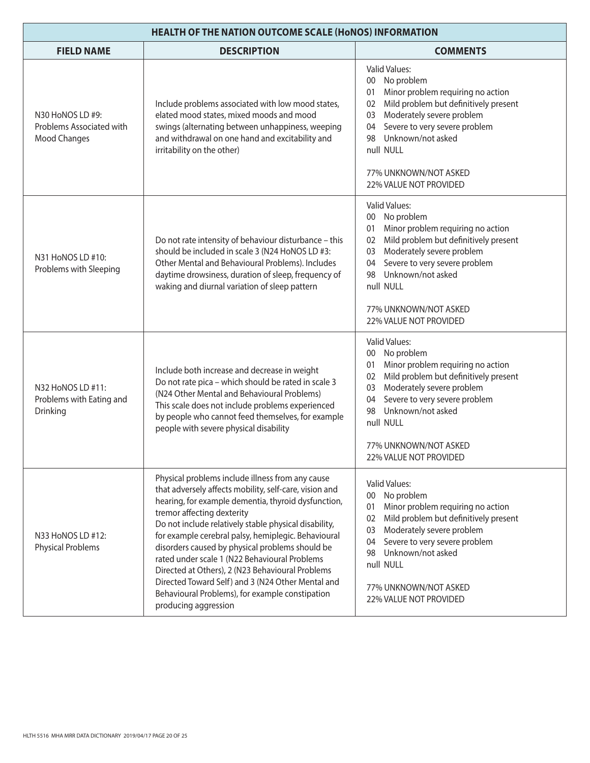| HEALTH OF THE NATION OUTCOME SCALE (HoNOS) INFORMATION | | |
|---|---|---|
| **FIELD NAME** | **DESCRIPTION** | **COMMENTS** |
| N30 HoNOS LD #9: Problems Associated with Mood Changes | Include problems associated with low mood states, elated mood states, mixed moods and mood swings (alternating between unhappiness, weeping and withdrawal on one hand and excitability and irritability on the other) | Valid Values:<br>00 No problem<br>01 Minor problem requiring no action<br>02 Mild problem but definitively present<br>03 Moderately severe problem<br>04 Severe to very severe problem<br>98 Unknown/not asked<br>null NULL<br><br>77% UNKNOWN/NOT ASKED<br>22% VALUE NOT PROVIDED |
| N31 HoNOS LD #10: Problems with Sleeping | Do not rate intensity of behaviour disturbance – this should be included in scale 3 (N24 HoNOS LD #3: Other Mental and Behavioural Problems). Includes daytime drowsiness, duration of sleep, frequency of waking and diurnal variation of sleep pattern | Valid Values:<br>00 No problem<br>01 Minor problem requiring no action<br>02 Mild problem but definitively present<br>03 Moderately severe problem<br>04 Severe to very severe problem<br>98 Unknown/not asked<br>null NULL<br><br>77% UNKNOWN/NOT ASKED<br>22% VALUE NOT PROVIDED |
| N32 HoNOS LD #11: Problems with Eating and Drinking | Include both increase and decrease in weight<br>Do not rate pica – which should be rated in scale 3 (N24 Other Mental and Behavioural Problems)<br>This scale does not include problems experienced by people who cannot feed themselves, for example people with severe physical disability | Valid Values:<br>00 No problem<br>01 Minor problem requiring no action<br>02 Mild problem but definitively present<br>03 Moderately severe problem<br>04 Severe to very severe problem<br>98 Unknown/not asked<br>null NULL<br><br>77% UNKNOWN/NOT ASKED<br>22% VALUE NOT PROVIDED |
| N33 HoNOS LD #12: Physical Problems | Physical problems include illness from any cause that adversely affects mobility, self-care, vision and hearing, for example dementia, thyroid dysfunction, tremor affecting dexterity<br>Do not include relatively stable physical disability, for example cerebral palsy, hemiplegic. Behavioural disorders caused by physical problems should be rated under scale 1 (N22 Behavioural Problems Directed at Others), 2 (N23 Behavioural Problems Directed Toward Self) and 3 (N24 Other Mental and Behavioural Problems), for example constipation producing aggression | Valid Values:<br>00 No problem<br>01 Minor problem requiring no action<br>02 Mild problem but definitively present<br>03 Moderately severe problem<br>04 Severe to very severe problem<br>98 Unknown/not asked<br>null NULL<br><br>77% UNKNOWN/NOT ASKED<br>22% VALUE NOT PROVIDED |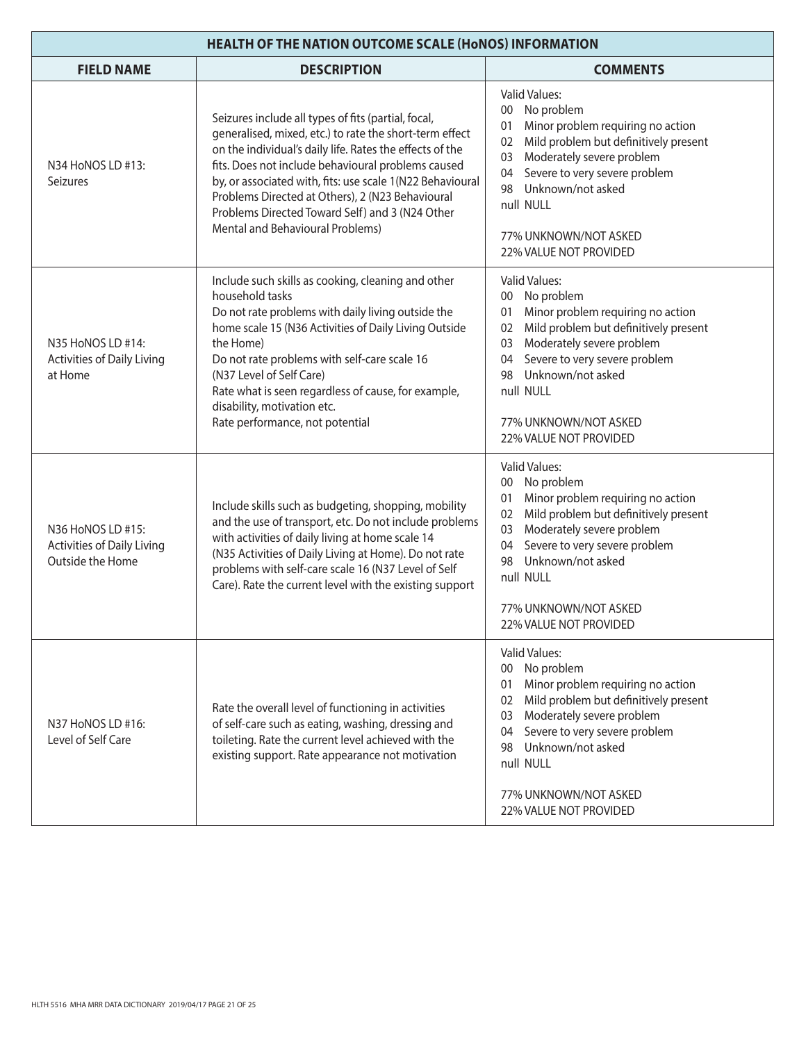| HEALTH OF THE NATION OUTCOME SCALE (HoNOS) INFORMATION | | |
|---|---|---|
| **FIELD NAME** | **DESCRIPTION** | **COMMENTS** |
| N34 HoNOS LD #13: Seizures | Seizures include all types of fits (partial, focal, generalised, mixed, etc.) to rate the short-term effect on the individual's daily life. Rates the effects of the fits. Does not include behavioural problems caused by, or associated with, fits: use scale 1(N22 Behavioural Problems Directed at Others), 2 (N23 Behavioural Problems Directed Toward Self) and 3 (N24 Other Mental and Behavioural Problems) | Valid Values:<br>00 No problem<br>01 Minor problem requiring no action<br>02 Mild problem but definitively present<br>03 Moderately severe problem<br>04 Severe to very severe problem<br>98 Unknown/not asked<br>null NULL<br><br>77% UNKNOWN/NOT ASKED<br>22% VALUE NOT PROVIDED |
| N35 HoNOS LD #14: Activities of Daily Living at Home | Include such skills as cooking, cleaning and other household tasks<br>Do not rate problems with daily living outside the home scale 15 (N36 Activities of Daily Living Outside the Home)<br>Do not rate problems with self-care scale 16 (N37 Level of Self Care)<br>Rate what is seen regardless of cause, for example, disability, motivation etc.<br>Rate performance, not potential | Valid Values:<br>00 No problem<br>01 Minor problem requiring no action<br>02 Mild problem but definitively present<br>03 Moderately severe problem<br>04 Severe to very severe problem<br>98 Unknown/not asked<br>null NULL<br><br>77% UNKNOWN/NOT ASKED<br>22% VALUE NOT PROVIDED |
| N36 HoNOS LD #15: Activities of Daily Living Outside the Home | Include skills such as budgeting, shopping, mobility and the use of transport, etc. Do not include problems with activities of daily living at home scale 14 (N35 Activities of Daily Living at Home). Do not rate problems with self-care scale 16 (N37 Level of Self Care). Rate the current level with the existing support | Valid Values:<br>00 No problem<br>01 Minor problem requiring no action<br>02 Mild problem but definitively present<br>03 Moderately severe problem<br>04 Severe to very severe problem<br>98 Unknown/not asked<br>null NULL<br><br>77% UNKNOWN/NOT ASKED<br>22% VALUE NOT PROVIDED |
| N37 HoNOS LD #16: Level of Self Care | Rate the overall level of functioning in activities of self-care such as eating, washing, dressing and toileting. Rate the current level achieved with the existing support. Rate appearance not motivation | Valid Values:<br>00 No problem<br>01 Minor problem requiring no action<br>02 Mild problem but definitively present<br>03 Moderately severe problem<br>04 Severe to very severe problem<br>98 Unknown/not asked<br>null NULL<br><br>77% UNKNOWN/NOT ASKED<br>22% VALUE NOT PROVIDED |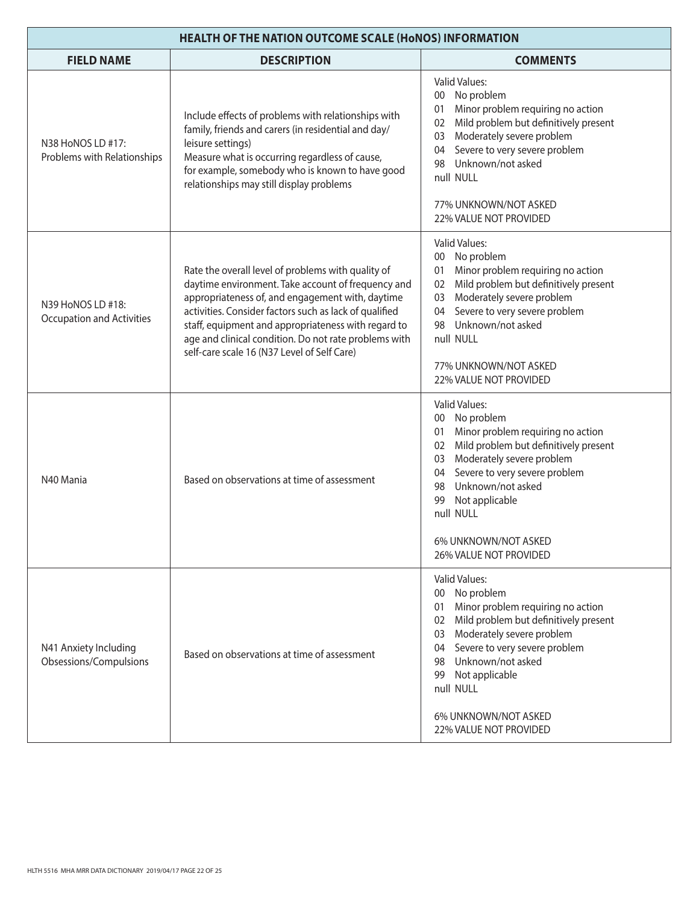| HEALTH OF THE NATION OUTCOME SCALE (HoNOS) INFORMATION | | |
|---|---|---|
| **FIELD NAME** | **DESCRIPTION** | **COMMENTS** |
| N38 HoNOS LD #17: Problems with Relationships | Include effects of problems with relationships with family, friends and carers (in residential and day/leisure settings)<br>Measure what is occurring regardless of cause, for example, somebody who is known to have good relationships may still display problems | Valid Values:<br>00 No problem<br>01 Minor problem requiring no action<br>02 Mild problem but definitively present<br>03 Moderately severe problem<br>04 Severe to very severe problem<br>98 Unknown/not asked<br>null NULL<br><br>77% UNKNOWN/NOT ASKED<br>22% VALUE NOT PROVIDED |
| N39 HoNOS LD #18: Occupation and Activities | Rate the overall level of problems with quality of daytime environment. Take account of frequency and appropriateness of, and engagement with, daytime activities. Consider factors such as lack of qualified staff, equipment and appropriateness with regard to age and clinical condition. Do not rate problems with self-care scale 16 (N37 Level of Self Care) | Valid Values:<br>00 No problem<br>01 Minor problem requiring no action<br>02 Mild problem but definitively present<br>03 Moderately severe problem<br>04 Severe to very severe problem<br>98 Unknown/not asked<br>null NULL<br><br>77% UNKNOWN/NOT ASKED<br>22% VALUE NOT PROVIDED |
| N40 Mania | Based on observations at time of assessment | Valid Values:<br>00 No problem<br>01 Minor problem requiring no action<br>02 Mild problem but definitively present<br>03 Moderately severe problem<br>04 Severe to very severe problem<br>98 Unknown/not asked<br>99 Not applicable<br>null NULL<br><br>6% UNKNOWN/NOT ASKED<br>26% VALUE NOT PROVIDED |
| N41 Anxiety Including Obsessions/Compulsions | Based on observations at time of assessment | Valid Values:<br>00 No problem<br>01 Minor problem requiring no action<br>02 Mild problem but definitively present<br>03 Moderately severe problem<br>04 Severe to very severe problem<br>98 Unknown/not asked<br>99 Not applicable<br>null NULL<br><br>6% UNKNOWN/NOT ASKED<br>22% VALUE NOT PROVIDED |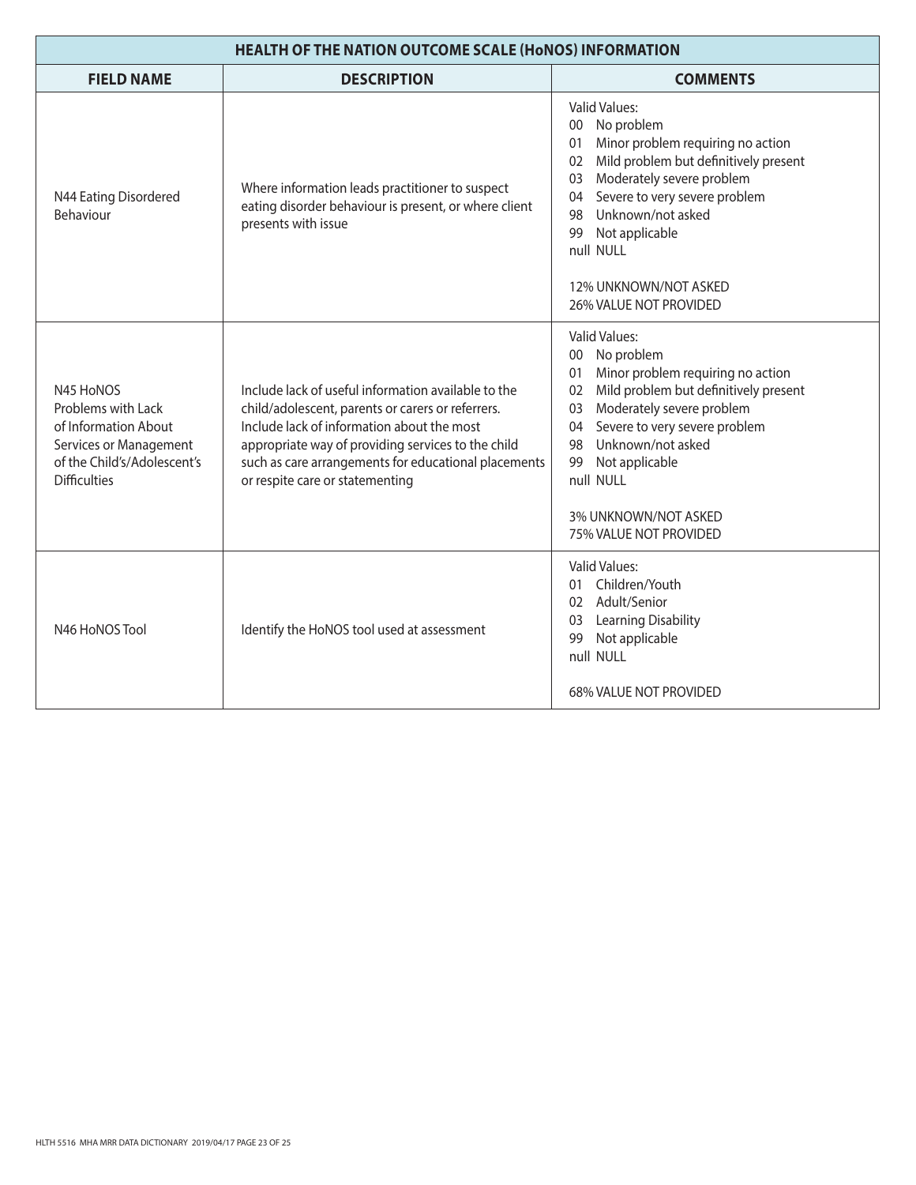| HEALTH OF THE NATION OUTCOME SCALE (HoNOS) INFORMATION | | |
|---|---|---|
| **FIELD NAME** | **DESCRIPTION** | **COMMENTS** |
| N44 Eating Disordered Behaviour | Where information leads practitioner to suspect eating disorder behaviour is present, or where client presents with issue | Valid Values:<br>00 No problem<br>01 Minor problem requiring no action<br>02 Mild problem but definitively present<br>03 Moderately severe problem<br>04 Severe to very severe problem<br>98 Unknown/not asked<br>99 Not applicable<br>null NULL<br><br>12% UNKNOWN/NOT ASKED<br>26% VALUE NOT PROVIDED |
| N45 HoNOS Problems with Lack of Information About Services or Management of the Child's/Adolescent's Difficulties | Include lack of useful information available to the child/adolescent, parents or carers or referrers. Include lack of information about the most appropriate way of providing services to the child such as care arrangements for educational placements or respite care or statementing | Valid Values:<br>00 No problem<br>01 Minor problem requiring no action<br>02 Mild problem but definitively present<br>03 Moderately severe problem<br>04 Severe to very severe problem<br>98 Unknown/not asked<br>99 Not applicable<br>null NULL<br><br>3% UNKNOWN/NOT ASKED<br>75% VALUE NOT PROVIDED |
| N46 HoNOS Tool | Identify the HoNOS tool used at assessment | Valid Values:<br>01 Children/Youth<br>02 Adult/Senior<br>03 Learning Disability<br>99 Not applicable<br>null NULL<br><br>68% VALUE NOT PROVIDED |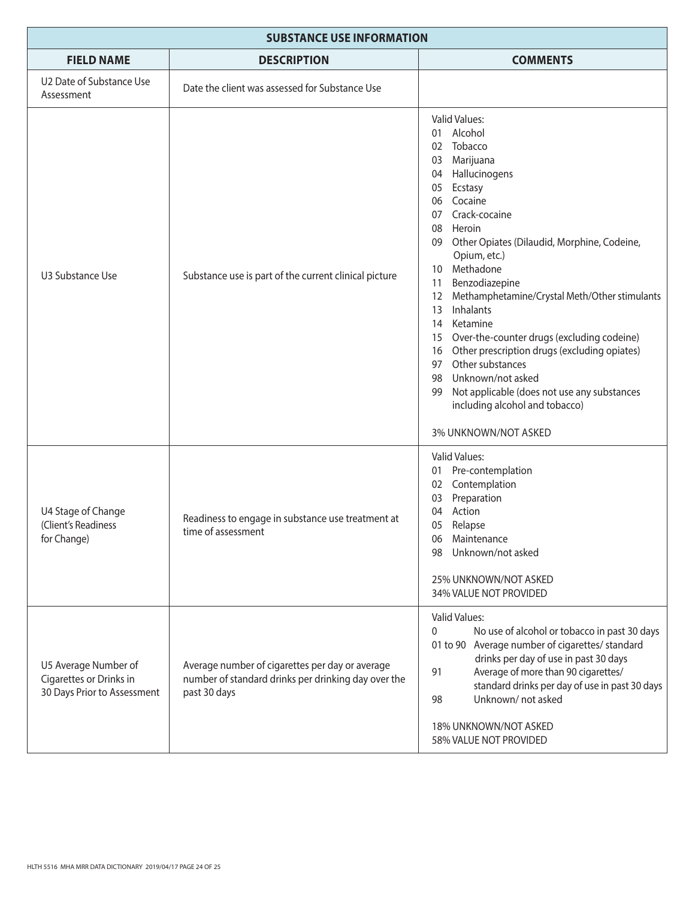| SUBSTANCE USE INFORMATION | | |
|---|---|---|
| **FIELD NAME** | **DESCRIPTION** | **COMMENTS** |
| U2 Date of Substance Use Assessment | Date the client was assessed for Substance Use | |
| U3 Substance Use | Substance use is part of the current clinical picture | Valid Values:<br>01 Alcohol<br>02 Tobacco<br>03 Marijuana<br>04 Hallucinogens<br>05 Ecstasy<br>06 Cocaine<br>07 Crack-cocaine<br>08 Heroin<br>09 Other Opiates (Dilaudid, Morphine, Codeine, Opium, etc.)<br>10 Methadone<br>11 Benzodiazepine<br>12 Methamphetamine/Crystal Meth/Other stimulants<br>13 Inhalants<br>14 Ketamine<br>15 Over-the-counter drugs (excluding codeine)<br>16 Other prescription drugs (excluding opiates)<br>97 Other substances<br>98 Unknown/not asked<br>99 Not applicable (does not use any substances including alcohol and tobacco)<br><br>3% UNKNOWN/NOT ASKED |
| U4 Stage of Change (Client's Readiness for Change) | Readiness to engage in substance use treatment at time of assessment | Valid Values:<br>01 Pre-contemplation<br>02 Contemplation<br>03 Preparation<br>04 Action<br>05 Relapse<br>06 Maintenance<br>98 Unknown/not asked<br><br>25% UNKNOWN/NOT ASKED<br>34% VALUE NOT PROVIDED |
| U5 Average Number of Cigarettes or Drinks in 30 Days Prior to Assessment | Average number of cigarettes per day or average number of standard drinks per drinking day over the past 30 days | Valid Values:<br>0 No use of alcohol or tobacco in past 30 days<br>01 to 90 Average number of cigarettes/ standard drinks per day of use in past 30 days<br>91 Average of more than 90 cigarettes/ standard drinks per day of use in past 30 days<br>98 Unknown/ not asked<br><br>18% UNKNOWN/NOT ASKED<br>58% VALUE NOT PROVIDED |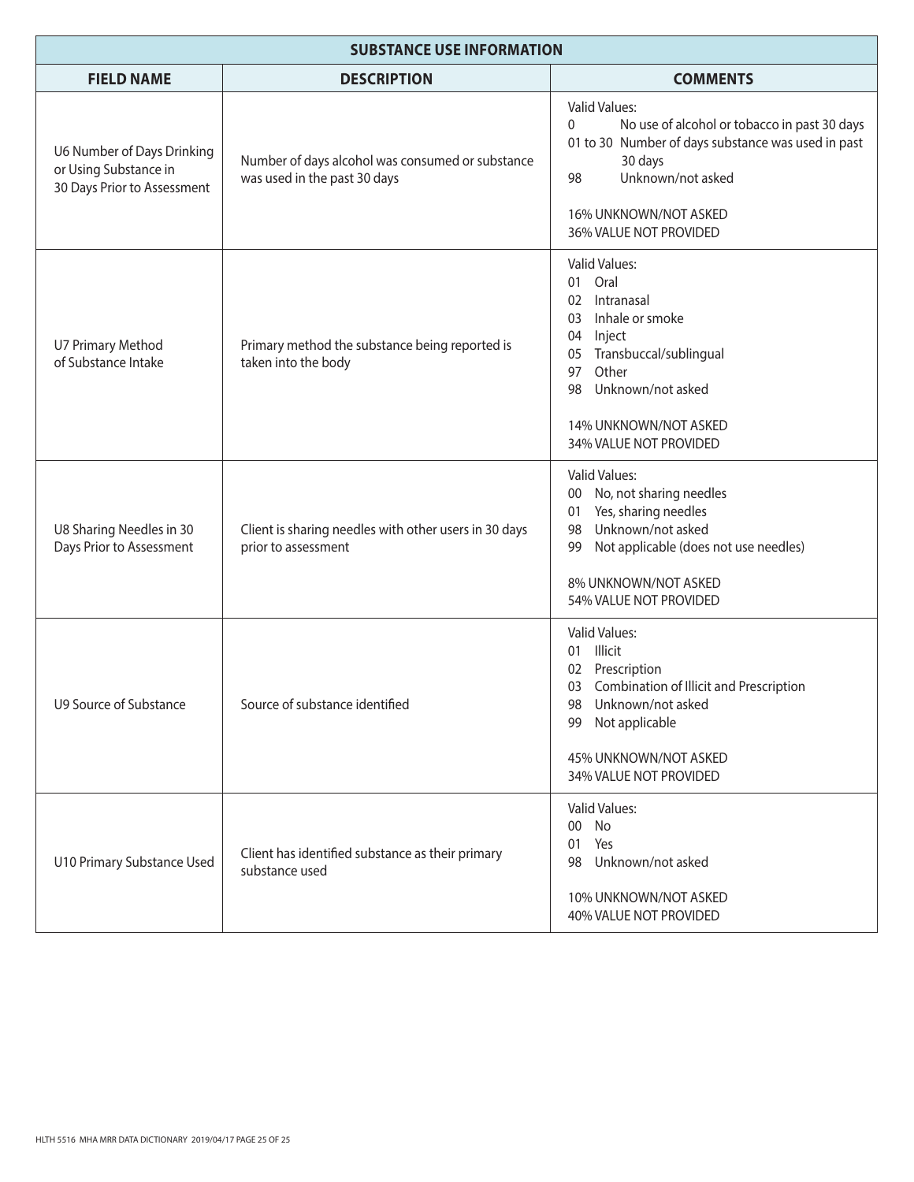| SUBSTANCE USE INFORMATION | | |
|---|---|---|
| **FIELD NAME** | **DESCRIPTION** | **COMMENTS** |
| U6 Number of Days Drinking or Using Substance in 30 Days Prior to Assessment | Number of days alcohol was consumed or substance was used in the past 30 days | Valid Values:<br>0 No use of alcohol or tobacco in past 30 days<br>01 to 30 Number of days substance was used in past 30 days<br>98 Unknown/not asked<br><br>16% UNKNOWN/NOT ASKED<br>36% VALUE NOT PROVIDED |
| U7 Primary Method of Substance Intake | Primary method the substance being reported is taken into the body | Valid Values:<br>01 Oral<br>02 Intranasal<br>03 Inhale or smoke<br>04 Inject<br>05 Transbuccal/sublingual<br>97 Other<br>98 Unknown/not asked<br><br>14% UNKNOWN/NOT ASKED<br>34% VALUE NOT PROVIDED |
| U8 Sharing Needles in 30 Days Prior to Assessment | Client is sharing needles with other users in 30 days prior to assessment | Valid Values:<br>00 No, not sharing needles<br>01 Yes, sharing needles<br>98 Unknown/not asked<br>99 Not applicable (does not use needles)<br><br>8% UNKNOWN/NOT ASKED<br>54% VALUE NOT PROVIDED |
| U9 Source of Substance | Source of substance identified | Valid Values:<br>01 Illicit<br>02 Prescription<br>03 Combination of Illicit and Prescription<br>98 Unknown/not asked<br>99 Not applicable<br><br>45% UNKNOWN/NOT ASKED<br>34% VALUE NOT PROVIDED |
| U10 Primary Substance Used | Client has identified substance as their primary substance used | Valid Values:<br>00 No<br>01 Yes<br>98 Unknown/not asked<br><br>10% UNKNOWN/NOT ASKED<br>40% VALUE NOT PROVIDED |